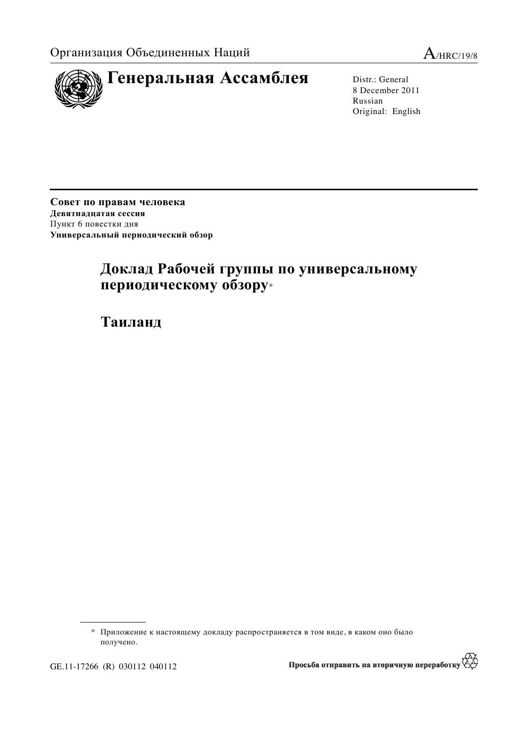Организация Объединенных Наций

A/HRC/19/8

# Генеральная Ассамблея

Distr.: General
8 December 2011
Russian
Original: English

**Совет по правам человека**
**Девятнадцатая сессия**
Пункт 6 повестки дня
**Универсальный периодический обзор**

# Доклад Рабочей группы по универсальному периодическому обзору*

# Таиланд

---

\* Приложение к настоящему докладу распространяется в том виде, в каком оно было получено.

GE.11-17266 (R) 030112 040112

Просьба отправить на вторичную переработку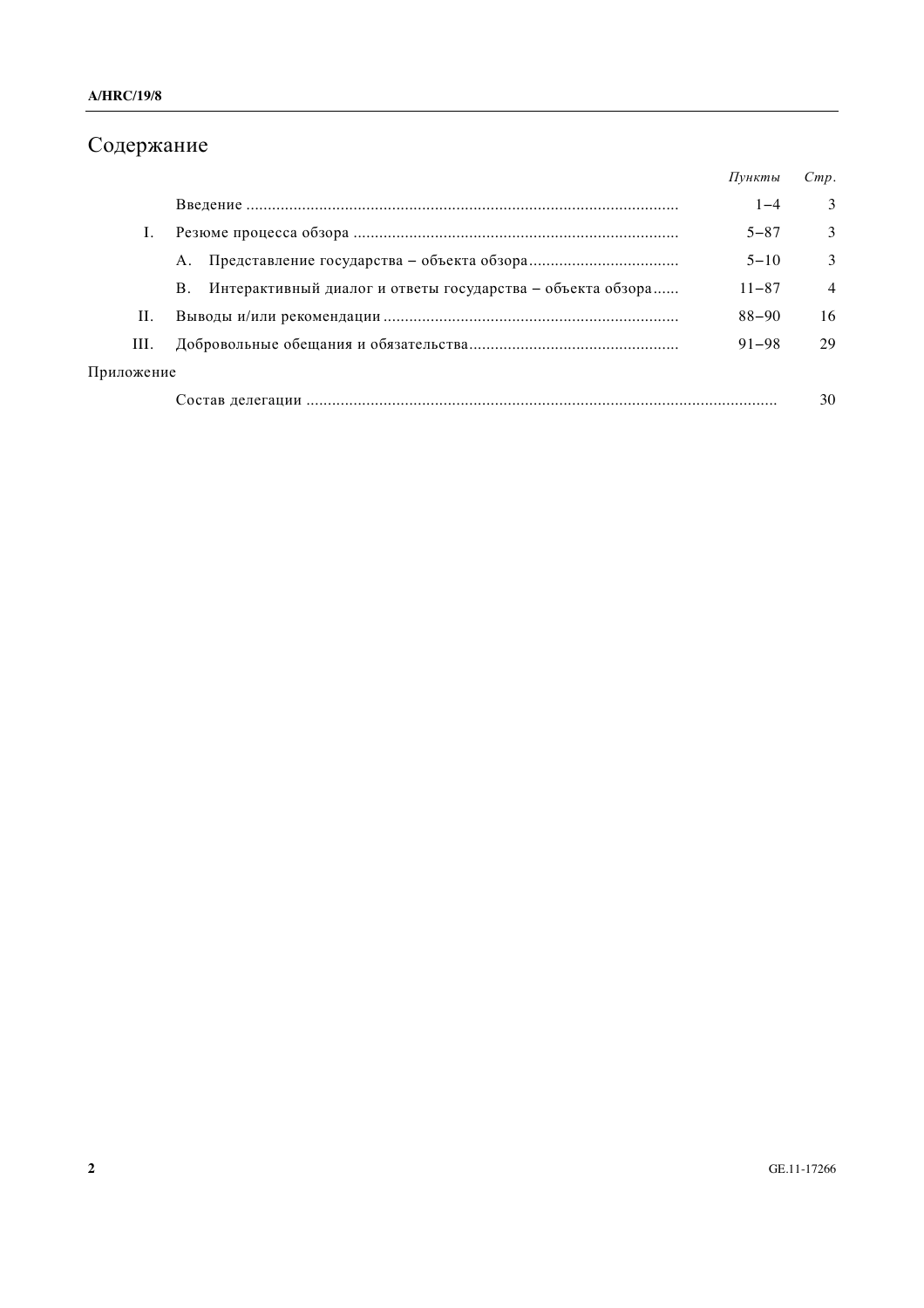# Содержание

| | | *Пункты* | *Стр.* |
|---|---|---|---|
| | Введение | 1–4 | 3 |
| I. | Резюме процесса обзора | 5–87 | 3 |
| | A. Представление государства – объекта обзора | 5–10 | 3 |
| | B. Интерактивный диалог и ответы государства – объекта обзора | 11–87 | 4 |
| II. | Выводы и/или рекомендации | 88–90 | 16 |
| III. | Добровольные обещания и обязательства | 91–98 | 29 |
| Приложение | | | |
| | Состав делегации | | 30 |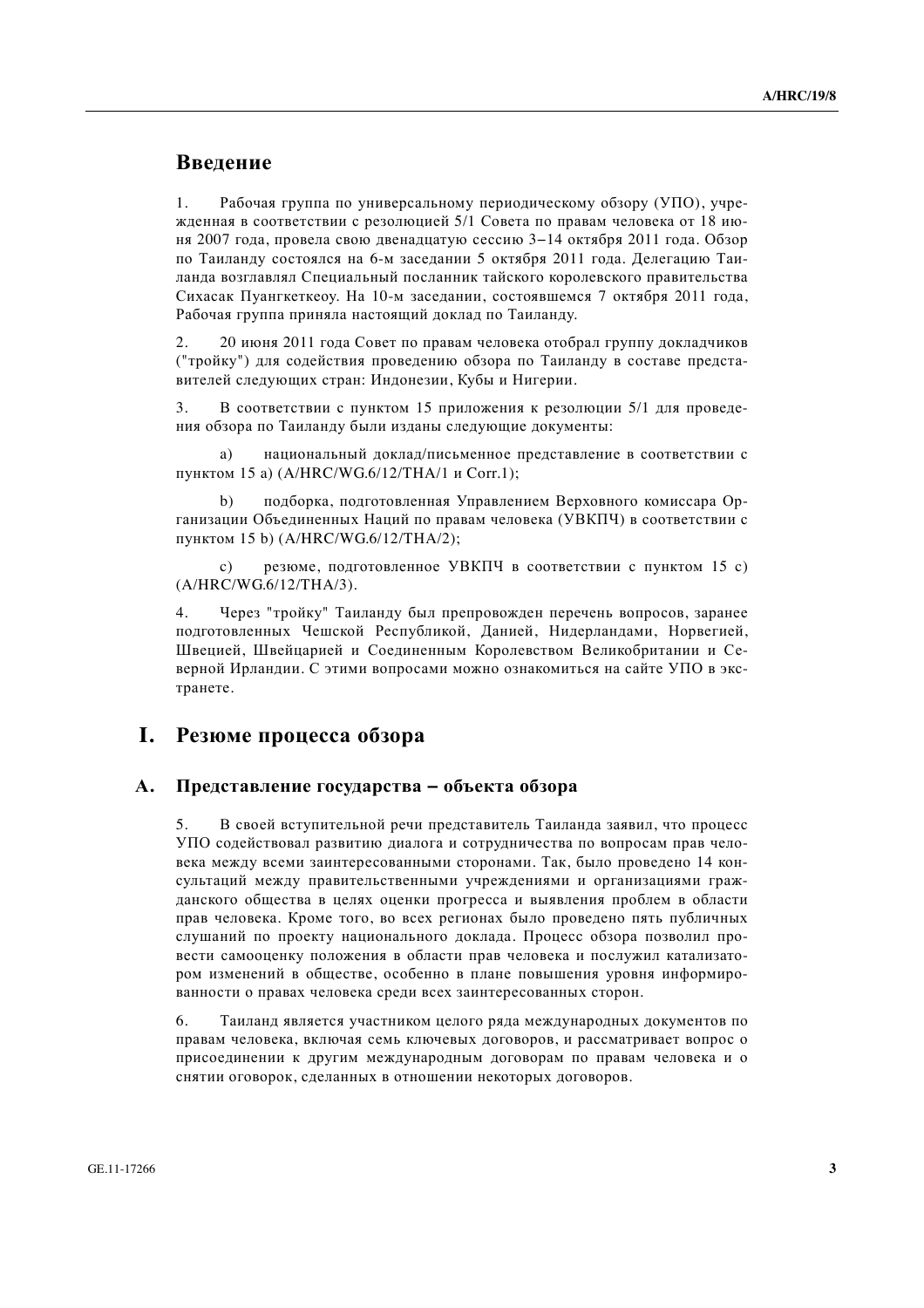# Введение

1. Рабочая группа по универсальному периодическому обзору (УПО), учрежденная в соответствии с резолюцией 5/1 Совета по правам человека от 18 июня 2007 года, провела свою двенадцатую сессию 3–14 октября 2011 года. Обзор по Таиланду состоялся на 6-м заседании 5 октября 2011 года. Делегацию Таиланда возглавлял Специальный посланник тайского королевского правительства Сихасак Пуангкеткеоу. На 10-м заседании, состоявшемся 7 октября 2011 года, Рабочая группа приняла настоящий доклад по Таиланду.

2. 20 июня 2011 года Совет по правам человека отобрал группу докладчиков ("тройку") для содействия проведению обзора по Таиланду в составе представителей следующих стран: Индонезии, Кубы и Нигерии.

3. В соответствии с пунктом 15 приложения к резолюции 5/1 для проведения обзора по Таиланду были изданы следующие документы:

a) национальный доклад/письменное представление в соответствии с пунктом 15 а) (A/HRC/WG.6/12/THA/1 и Corr.1);

b) подборка, подготовленная Управлением Верховного комиссара Организации Объединенных Наций по правам человека (УВКПЧ) в соответствии с пунктом 15 b) (A/HRC/WG.6/12/THA/2);

c) резюме, подготовленное УВКПЧ в соответствии с пунктом 15 с) (A/HRC/WG.6/12/THA/3).

4. Через "тройку" Таиланду был препровожден перечень вопросов, заранее подготовленных Чешской Республикой, Данией, Нидерландами, Норвегией, Швецией, Швейцарией и Соединенным Королевством Великобритании и Северной Ирландии. С этими вопросами можно ознакомиться на сайте УПО в экстранете.

# I. Резюме процесса обзора

## A. Представление государства – объекта обзора

5. В своей вступительной речи представитель Таиланда заявил, что процесс УПО содействовал развитию диалога и сотрудничества по вопросам прав человека между всеми заинтересованными сторонами. Так, было проведено 14 консультаций между правительственными учреждениями и организациями гражданского общества в целях оценки прогресса и выявления проблем в области прав человека. Кроме того, во всех регионах было проведено пять публичных слушаний по проекту национального доклада. Процесс обзора позволил провести самооценку положения в области прав человека и послужил катализатором изменений в обществе, особенно в плане повышения уровня информированности о правах человека среди всех заинтересованных сторон.

6. Таиланд является участником целого ряда международных документов по правам человека, включая семь ключевых договоров, и рассматривает вопрос о присоединении к другим международным договорам по правам человека и о снятии оговорок, сделанных в отношении некоторых договоров.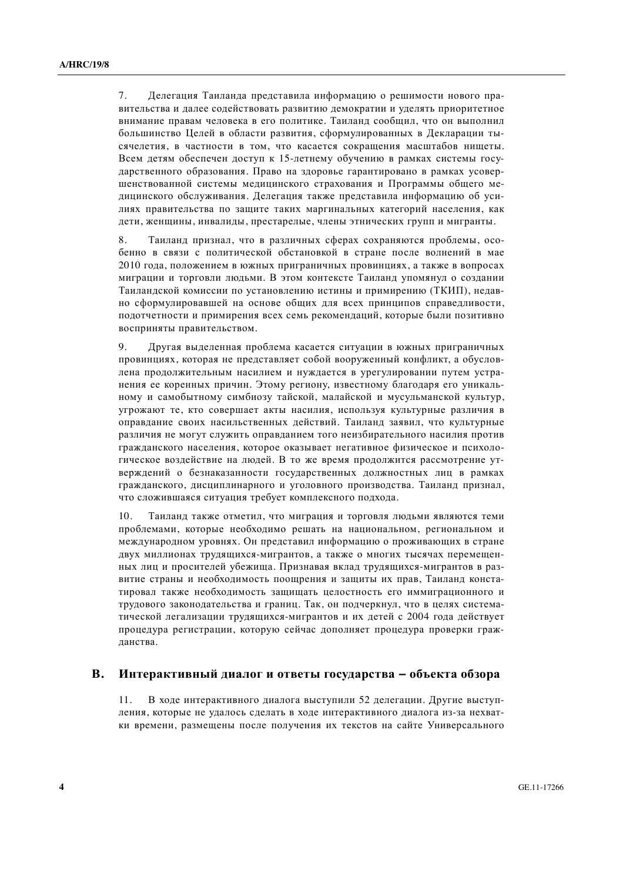7. Делегация Таиланда представила информацию о решимости нового правительства и далее содействовать развитию демократии и уделять приоритетное внимание правам человека в его политике. Таиланд сообщил, что он выполнил большинство Целей в области развития, сформулированных в Декларации тысячелетия, в частности в том, что касается сокращения масштабов нищеты. Всем детям обеспечен доступ к 15-летнему обучению в рамках системы государственного образования. Право на здоровье гарантировано в рамках усовершенствованной системы медицинского страхования и Программы общего медицинского обслуживания. Делегация также представила информацию об усилиях правительства по защите таких маргинальных категорий населения, как дети, женщины, инвалиды, престарелые, члены этнических групп и мигранты.

8. Таиланд признал, что в различных сферах сохраняются проблемы, особенно в связи с политической обстановкой в стране после волнений в мае 2010 года, положением в южных приграничных провинциях, а также в вопросах миграции и торговли людьми. В этом контексте Таиланд упомянул о создании Таиландской комиссии по установлению истины и примирению (ТКИП), недавно сформулировавшей на основе общих для всех принципов справедливости, подотчетности и примирения всех семь рекомендаций, которые были позитивно восприняты правительством.

9. Другая выделенная проблема касается ситуации в южных приграничных провинциях, которая не представляет собой вооруженный конфликт, а обусловлена продолжительным насилием и нуждается в урегулировании путем устранения ее коренных причин. Этому региону, известному благодаря его уникальному и самобытному симбиозу тайской, малайской и мусульманской культур, угрожают те, кто совершает акты насилия, используя культурные различия в оправдание своих насильственных действий. Таиланд заявил, что культурные различия не могут служить оправданием того неизбирательного насилия против гражданского населения, которое оказывает негативное физическое и психологическое воздействие на людей. В то же время продолжится рассмотрение утверждений о безнаказанности государственных должностных лиц в рамках гражданского, дисциплинарного и уголовного производства. Таиланд признал, что сложившаяся ситуация требует комплексного подхода.

10. Таиланд также отметил, что миграция и торговля людьми являются теми проблемами, которые необходимо решать на национальном, региональном и международном уровнях. Он представил информацию о проживающих в стране двух миллионах трудящихся-мигрантов, а также о многих тысячах перемещенных лиц и просителей убежища. Признавая вклад трудящихся-мигрантов в развитие страны и необходимость поощрения и защиты их прав, Таиланд констатировал также необходимость защищать целостность его иммиграционного и трудового законодательства и границ. Так, он подчеркнул, что в целях систематической легализации трудящихся-мигрантов и их детей с 2004 года действует процедура регистрации, которую сейчас дополняет процедура проверки гражданства.

## B. Интерактивный диалог и ответы государства – объекта обзора

11. В ходе интерактивного диалога выступили 52 делегации. Другие выступления, которые не удалось сделать в ходе интерактивного диалога из-за нехватки времени, размещены после получения их текстов на сайте Универсального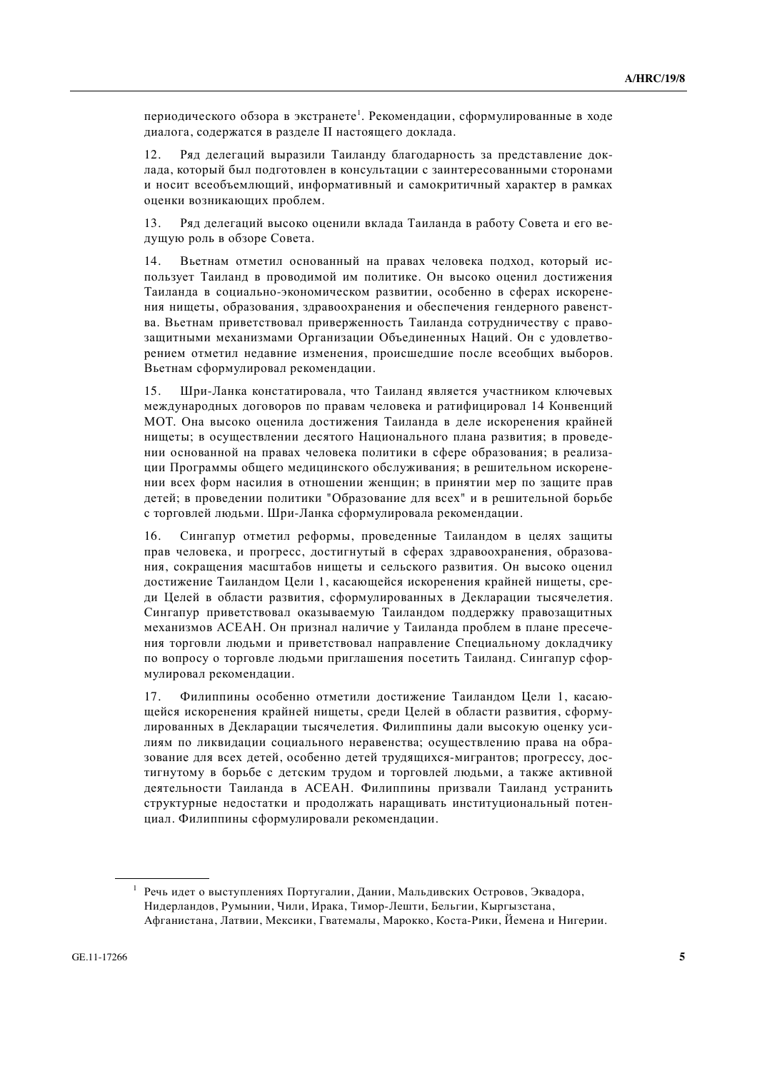периодического обзора в экстранете[1]. Рекомендации, сформулированные в ходе диалога, содержатся в разделе II настоящего доклада.

12. Ряд делегаций выразили Таиланду благодарность за представление доклада, который был подготовлен в консультации с заинтересованными сторонами и носит всеобъемлющий, информативный и самокритичный характер в рамках оценки возникающих проблем.

13. Ряд делегаций высоко оценили вклада Таиланда в работу Совета и его ведущую роль в обзоре Совета.

14. Вьетнам отметил основанный на правах человека подход, который использует Таиланд в проводимой им политике. Он высоко оценил достижения Таиланда в социально-экономическом развитии, особенно в сферах искоренения нищеты, образования, здравоохранения и обеспечения гендерного равенства. Вьетнам приветствовал приверженность Таиланда сотрудничеству с правозащитными механизмами Организации Объединенных Наций. Он с удовлетворением отметил недавние изменения, происшедшие после всеобщих выборов. Вьетнам сформулировал рекомендации.

15. Шри-Ланка констатировала, что Таиланд является участником ключевых международных договоров по правам человека и ратифицировал 14 Конвенций МОТ. Она высоко оценила достижения Таиланда в деле искоренения крайней нищеты; в осуществлении десятого Национального плана развития; в проведении основанной на правах человека политики в сфере образования; в реализации Программы общего медицинского обслуживания; в решительном искоренении всех форм насилия в отношении женщин; в принятии мер по защите прав детей; в проведении политики "Образование для всех" и в решительной борьбе с торговлей людьми. Шри-Ланка сформулировала рекомендации.

16. Сингапур отметил реформы, проведенные Таиландом в целях защиты прав человека, и прогресс, достигнутый в сферах здравоохранения, образования, сокращения масштабов нищеты и сельского развития. Он высоко оценил достижение Таиландом Цели 1, касающейся искоренения крайней нищеты, среди Целей в области развития, сформулированных в Декларации тысячелетия. Сингапур приветствовал оказываемую Таиландом поддержку правозащитных механизмов АСЕАН. Он признал наличие у Таиланда проблем в плане пресечения торговли людьми и приветствовал направление Специальному докладчику по вопросу о торговле людьми приглашения посетить Таиланд. Сингапур сформулировал рекомендации.

17. Филиппины особенно отметили достижение Таиландом Цели 1, касающейся искоренения крайней нищеты, среди Целей в области развития, сформулированных в Декларации тысячелетия. Филиппины дали высокую оценку усилиям по ликвидации социального неравенства; осуществлению права на образование для всех детей, особенно детей трудящихся-мигрантов; прогрессу, достигнутому в борьбе с детским трудом и торговлей людьми, а также активной деятельности Таиланда в АСЕАН. Филиппины призвали Таиланд устранить структурные недостатки и продолжать наращивать институциональный потенциал. Филиппины сформулировали рекомендации.

---

[1] Речь идет о выступлениях Португалии, Дании, Мальдивских Островов, Эквадора, Нидерландов, Румынии, Чили, Ирака, Тимор-Лешти, Бельгии, Кыргызстана, Афганистана, Латвии, Мексики, Гватемалы, Марокко, Коста-Рики, Йемена и Нигерии.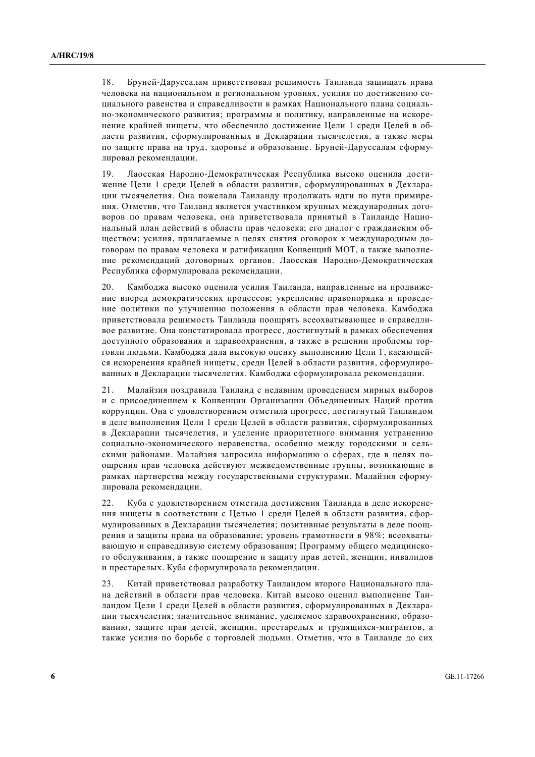18. Бруней-Даруссалам приветствовал решимость Таиланда защищать права человека на национальном и региональном уровнях, усилия по достижению социального равенства и справедливости в рамках Национального плана социально-экономического развития; программы и политику, направленные на искоренение крайней нищеты, что обеспечило достижение Цели 1 среди Целей в области развития, сформулированных в Декларации тысячелетия, а также меры по защите права на труд, здоровье и образование. Бруней-Даруссалам сформулировал рекомендации.

19. Лаосская Народно-Демократическая Республика высоко оценила достижение Цели 1 среди Целей в области развития, сформулированных в Декларации тысячелетия. Она пожелала Таиланду продолжать идти по пути примирения. Отметив, что Таиланд является участником крупных международных договоров по правам человека, она приветствовала принятый в Таиланде Национальный план действий в области прав человека; его диалог с гражданским обществом; усилия, прилагаемые в целях снятия оговорок к международным договорам по правам человека и ратификации Конвенций МОТ, а также выполнение рекомендаций договорных органов. Лаосская Народно-Демократическая Республика сформулировала рекомендации.

20. Камбоджа высоко оценила усилия Таиланда, направленные на продвижение вперед демократических процессов; укрепление правопорядка и проведение политики по улучшению положения в области прав человека. Камбоджа приветствовала решимость Таиланда поощрять всеохватывающее и справедливое развитие. Она констатировала прогресс, достигнутый в рамках обеспечения доступного образования и здравоохранения, а также в решении проблемы торговли людьми. Камбоджа дала высокую оценку выполнению Цели 1, касающейся искоренения крайней нищеты, среди Целей в области развития, сформулированных в Декларации тысячелетия. Камбоджа сформулировала рекомендации.

21. Малайзия поздравила Таиланд с недавним проведением мирных выборов и с присоединением к Конвенции Организации Объединенных Наций против коррупции. Она с удовлетворением отметила прогресс, достигнутый Таиландом в деле выполнения Цели 1 среди Целей в области развития, сформулированных в Декларации тысячелетия, и уделение приоритетного внимания устранению социально-экономического неравенства, особенно между городскими и сельскими районами. Малайзия запросила информацию о сферах, где в целях поощрения прав человека действуют межведомственные группы, возникающие в рамках партнерства между государственными структурами. Малайзия сформулировала рекомендации.

22. Куба с удовлетворением отметила достижения Таиланда в деле искоренения нищеты в соответствии с Целью 1 среди Целей в области развития, сформулированных в Декларации тысячелетия; позитивные результаты в деле поощрения и защиты права на образование; уровень грамотности в 98%; всеохватывающую и справедливую систему образования; Программу общего медицинского обслуживания, а также поощрение и защиту прав детей, женщин, инвалидов и престарелых. Куба сформулировала рекомендации.

23. Китай приветствовал разработку Таиландом второго Национального плана действий в области прав человека. Китай высоко оценил выполнение Таиландом Цели 1 среди Целей в области развития, сформулированных в Декларации тысячелетия; значительное внимание, уделяемое здравоохранению, образованию, защите прав детей, женщин, престарелых и трудящихся-мигрантов, а также усилия по борьбе с торговлей людьми. Отметив, что в Таиланде до сих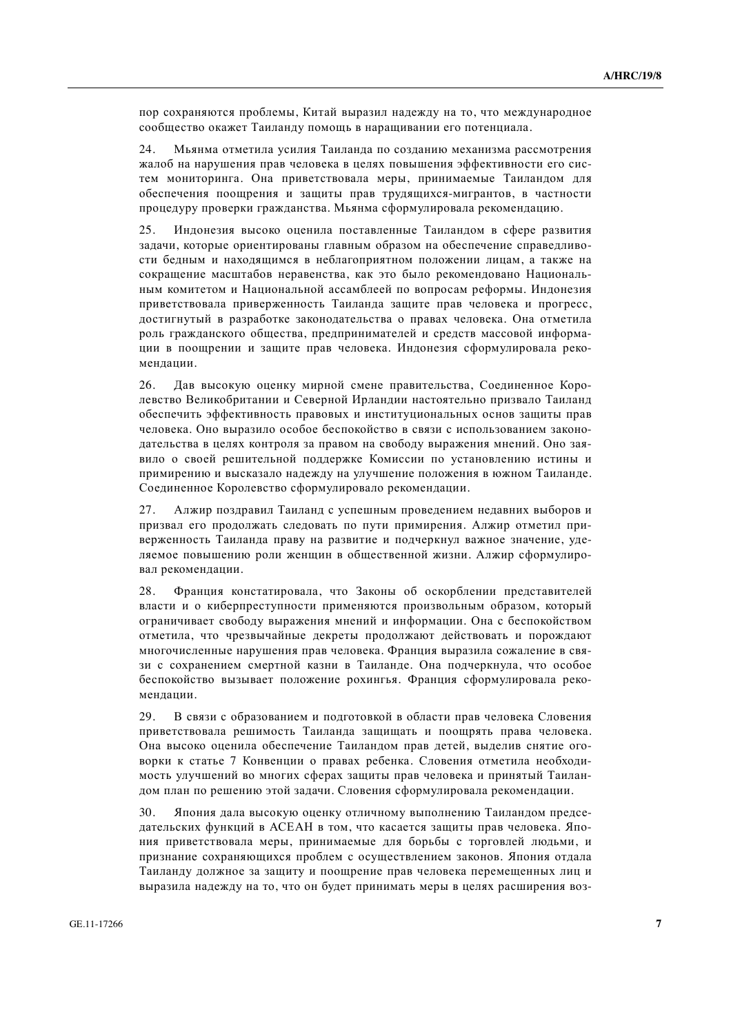пор сохраняются проблемы, Китай выразил надежду на то, что международное сообщество окажет Таиланду помощь в наращивании его потенциала.

24. Мьянма отметила усилия Таиланда по созданию механизма рассмотрения жалоб на нарушения прав человека в целях повышения эффективности его систем мониторинга. Она приветствовала меры, принимаемые Таиландом для обеспечения поощрения и защиты прав трудящихся-мигрантов, в частности процедуру проверки гражданства. Мьянма сформулировала рекомендацию.

25. Индонезия высоко оценила поставленные Таиландом в сфере развития задачи, которые ориентированы главным образом на обеспечение справедливости бедным и находящимся в неблагоприятном положении лицам, а также на сокращение масштабов неравенства, как это было рекомендовано Национальным комитетом и Национальной ассамблеей по вопросам реформы. Индонезия приветствовала приверженность Таиланда защите прав человека и прогресс, достигнутый в разработке законодательства о правах человека. Она отметила роль гражданского общества, предпринимателей и средств массовой информации в поощрении и защите прав человека. Индонезия сформулировала рекомендации.

26. Дав высокую оценку мирной смене правительства, Соединенное Королевство Великобритании и Северной Ирландии настоятельно призвало Таиланд обеспечить эффективность правовых и институциональных основ защиты прав человека. Оно выразило особое беспокойство в связи с использованием законодательства в целях контроля за правом на свободу выражения мнений. Оно заявило о своей решительной поддержке Комиссии по установлению истины и примирению и высказало надежду на улучшение положения в южном Таиланде. Соединенное Королевство сформулировало рекомендации.

27. Алжир поздравил Таиланд с успешным проведением недавних выборов и призвал его продолжать следовать по пути примирения. Алжир отметил приверженность Таиланда праву на развитие и подчеркнул важное значение, уделяемое повышению роли женщин в общественной жизни. Алжир сформулировал рекомендации.

28. Франция констатировала, что Законы об оскорблении представителей власти и о киберпреступности применяются произвольным образом, который ограничивает свободу выражения мнений и информации. Она с беспокойством отметила, что чрезвычайные декреты продолжают действовать и порождают многочисленные нарушения прав человека. Франция выразила сожаление в связи с сохранением смертной казни в Таиланде. Она подчеркнула, что особое беспокойство вызывает положение рохингья. Франция сформулировала рекомендации.

29. В связи с образованием и подготовкой в области прав человека Словения приветствовала решимость Таиланда защищать и поощрять права человека. Она высоко оценила обеспечение Таиландом прав детей, выделив снятие оговорки к статье 7 Конвенции о правах ребенка. Словения отметила необходимость улучшений во многих сферах защиты прав человека и принятый Таиландом план по решению этой задачи. Словения сформулировала рекомендации.

30. Япония дала высокую оценку отличному выполнению Таиландом председательских функций в АСЕАН в том, что касается защиты прав человека. Япония приветствовала меры, принимаемые для борьбы с торговлей людьми, и признание сохраняющихся проблем с осуществлением законов. Япония отдала Таиланду должное за защиту и поощрение прав человека перемещенных лиц и выразила надежду на то, что он будет принимать меры в целях расширения воз-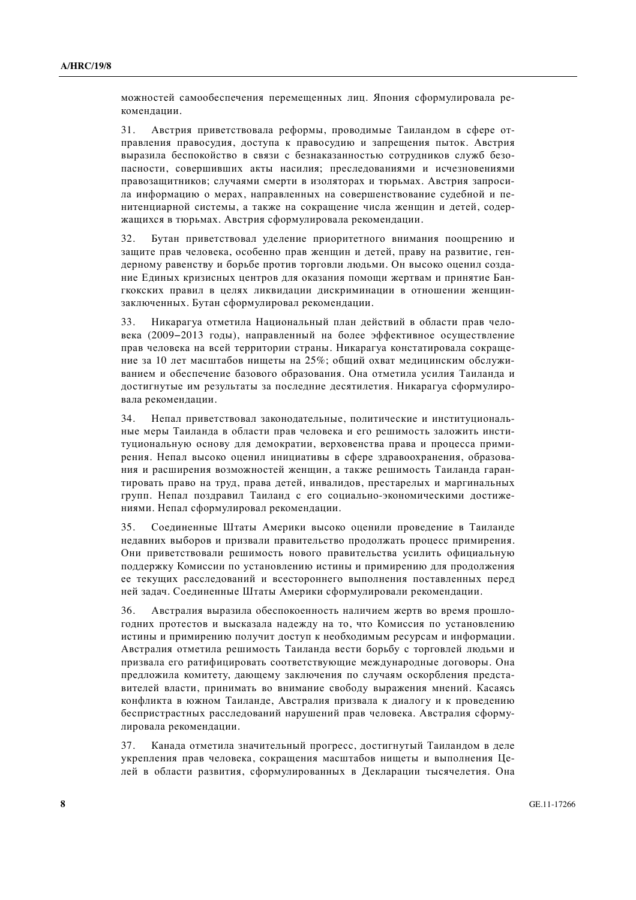можностей самообеспечения перемещенных лиц. Япония сформулировала рекомендации.

31. Австрия приветствовала реформы, проводимые Таиландом в сфере отправления правосудия, доступа к правосудию и запрещения пыток. Австрия выразила беспокойство в связи с безнаказанностью сотрудников служб безопасности, совершивших акты насилия; преследованиями и исчезновениями правозащитников; случаями смерти в изоляторах и тюрьмах. Австрия запросила информацию о мерах, направленных на совершенствование судебной и пенитенциарной системы, а также на сокращение числа женщин и детей, содержащихся в тюрьмах. Австрия сформулировала рекомендации.

32. Бутан приветствовал уделение приоритетного внимания поощрению и защите прав человека, особенно прав женщин и детей, праву на развитие, гендерному равенству и борьбе против торговли людьми. Он высоко оценил создание Единых кризисных центров для оказания помощи жертвам и принятие Бангкокских правил в целях ликвидации дискриминации в отношении женщин-заключенных. Бутан сформулировал рекомендации.

33. Никарагуа отметила Национальный план действий в области прав человека (2009–2013 годы), направленный на более эффективное осуществление прав человека на всей территории страны. Никарагуа констатировала сокращение за 10 лет масштабов нищеты на 25%; общий охват медицинским обслуживанием и обеспечение базового образования. Она отметила усилия Таиланда и достигнутые им результаты за последние десятилетия. Никарагуа сформулировала рекомендации.

34. Непал приветствовал законодательные, политические и институциональные меры Таиланда в области прав человека и его решимость заложить институциональную основу для демократии, верховенства права и процесса примирения. Непал высоко оценил инициативы в сфере здравоохранения, образования и расширения возможностей женщин, а также решимость Таиланда гарантировать право на труд, права детей, инвалидов, престарелых и маргинальных групп. Непал поздравил Таиланд с его социально-экономическими достижениями. Непал сформулировал рекомендации.

35. Соединенные Штаты Америки высоко оценили проведение в Таиланде недавних выборов и призвали правительство продолжать процесс примирения. Они приветствовали решимость нового правительства усилить официальную поддержку Комиссии по установлению истины и примирению для продолжения ее текущих расследований и всестороннего выполнения поставленных перед ней задач. Соединенные Штаты Америки сформулировали рекомендации.

36. Австралия выразила обеспокоенность наличием жертв во время прошлогодних протестов и высказала надежду на то, что Комиссия по установлению истины и примирению получит доступ к необходимым ресурсам и информации. Австралия отметила решимость Таиланда вести борьбу с торговлей людьми и призвала его ратифицировать соответствующие международные договоры. Она предложила комитету, дающему заключения по случаям оскорбления представителей власти, принимать во внимание свободу выражения мнений. Касаясь конфликта в южном Таиланде, Австралия призвала к диалогу и к проведению беспристрастных расследований нарушений прав человека. Австралия сформулировала рекомендации.

37. Канада отметила значительный прогресс, достигнутый Таиландом в деле укрепления прав человека, сокращения масштабов нищеты и выполнения Целей в области развития, сформулированных в Декларации тысячелетия. Она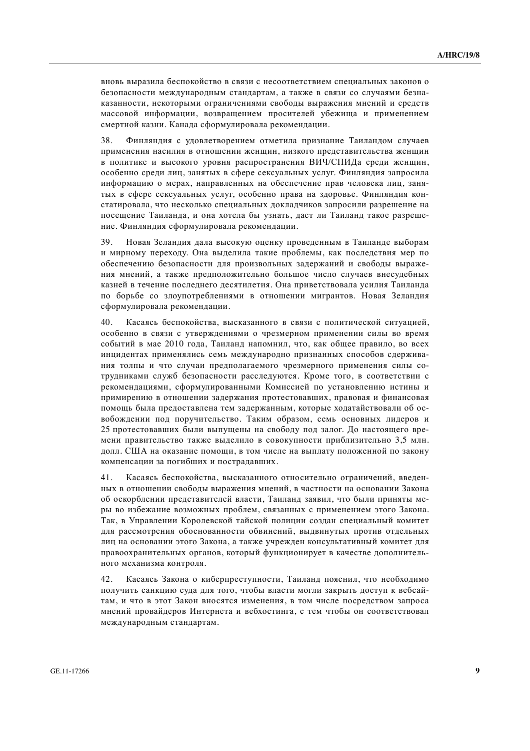вновь выразила беспокойство в связи с несоответствием специальных законов о безопасности международным стандартам, а также в связи со случаями безнаказанности, некоторыми ограничениями свободы выражения мнений и средств массовой информации, возвращением просителей убежища и применением смертной казни. Канада сформулировала рекомендации.

38. Финляндия с удовлетворением отметила признание Таиландом случаев применения насилия в отношении женщин, низкого представительства женщин в политике и высокого уровня распространения ВИЧ/СПИДа среди женщин, особенно среди лиц, занятых в сфере сексуальных услуг. Финляндия запросила информацию о мерах, направленных на обеспечение прав человека лиц, занятых в сфере сексуальных услуг, особенно права на здоровье. Финляндия констатировала, что несколько специальных докладчиков запросили разрешение на посещение Таиланда, и она хотела бы узнать, даст ли Таиланд такое разрешение. Финляндия сформулировала рекомендации.

39. Новая Зеландия дала высокую оценку проведенным в Таиланде выборам и мирному переходу. Она выделила такие проблемы, как последствия мер по обеспечению безопасности для произвольных задержаний и свободы выражения мнений, а также предположительно большое число случаев внесудебных казней в течение последнего десятилетия. Она приветствовала усилия Таиланда по борьбе со злоупотреблениями в отношении мигрантов. Новая Зеландия сформулировала рекомендации.

40. Касаясь беспокойства, высказанного в связи с политической ситуацией, особенно в связи с утверждениями о чрезмерном применении силы во время событий в мае 2010 года, Таиланд напомнил, что, как общее правило, во всех инцидентах применялись семь международно признанных способов сдерживания толпы и что случаи предполагаемого чрезмерного применения силы сотрудниками служб безопасности расследуются. Кроме того, в соответствии с рекомендациями, сформулированными Комиссией по установлению истины и примирению в отношении задержания протестовавших, правовая и финансовая помощь была предоставлена тем задержанным, которые ходатайствовали об освобождении под поручительство. Таким образом, семь основных лидеров и 25 протестовавших были выпущены на свободу под залог. До настоящего времени правительство также выделило в совокупности приблизительно 3,5 млн. долл. США на оказание помощи, в том числе на выплату положенной по закону компенсации за погибших и пострадавших.

41. Касаясь беспокойства, высказанного относительно ограничений, введенных в отношении свободы выражения мнений, в частности на основании Закона об оскорблении представителей власти, Таиланд заявил, что были приняты меры во избежание возможных проблем, связанных с применением этого Закона. Так, в Управлении Королевской тайской полиции создан специальный комитет для рассмотрения обоснованности обвинений, выдвинутых против отдельных лиц на основании этого Закона, а также учрежден консультативный комитет для правоохранительных органов, который функционирует в качестве дополнительного механизма контроля.

42. Касаясь Закона о киберпреступности, Таиланд пояснил, что необходимо получить санкцию суда для того, чтобы власти могли закрыть доступ к вебсайтам, и что в этот Закон вносятся изменения, в том числе посредством запроса мнений провайдеров Интернета и вебхостинга, с тем чтобы он соответствовал международным стандартам.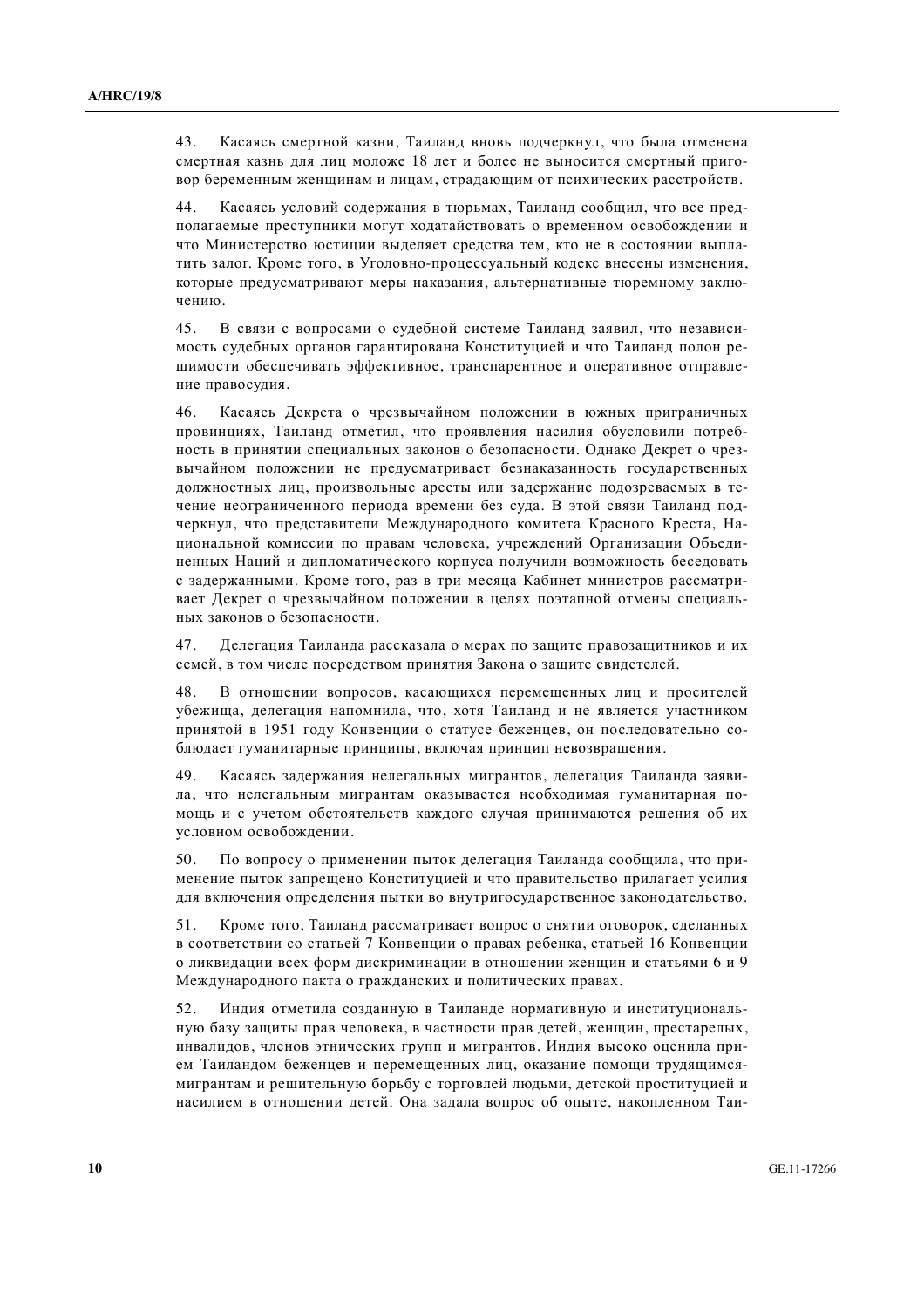43. Касаясь смертной казни, Таиланд вновь подчеркнул, что была отменена смертная казнь для лиц моложе 18 лет и более не выносится смертный приговор беременным женщинам и лицам, страдающим от психических расстройств.

44. Касаясь условий содержания в тюрьмах, Таиланд сообщил, что все предполагаемые преступники могут ходатайствовать о временном освобождении и что Министерство юстиции выделяет средства тем, кто не в состоянии выплатить залог. Кроме того, в Уголовно-процессуальный кодекс внесены изменения, которые предусматривают меры наказания, альтернативные тюремному заключению.

45. В связи с вопросами о судебной системе Таиланд заявил, что независимость судебных органов гарантирована Конституцией и что Таиланд полон решимости обеспечивать эффективное, транспарентное и оперативное отправление правосудия.

46. Касаясь Декрета о чрезвычайном положении в южных приграничных провинциях, Таиланд отметил, что проявления насилия обусловили потребность в принятии специальных законов о безопасности. Однако Декрет о чрезвычайном положении не предусматривает безнаказанность государственных должностных лиц, произвольные аресты или задержание подозреваемых в течение неограниченного периода времени без суда. В этой связи Таиланд подчеркнул, что представители Международного комитета Красного Креста, Национальной комиссии по правам человека, учреждений Организации Объединенных Наций и дипломатического корпуса получили возможность беседовать с задержанными. Кроме того, раз в три месяца Кабинет министров рассматривает Декрет о чрезвычайном положении в целях поэтапной отмены специальных законов о безопасности.

47. Делегация Таиланда рассказала о мерах по защите правозащитников и их семей, в том числе посредством принятия Закона о защите свидетелей.

48. В отношении вопросов, касающихся перемещенных лиц и просителей убежища, делегация напомнила, что, хотя Таиланд и не является участником принятой в 1951 году Конвенции о статусе беженцев, он последовательно соблюдает гуманитарные принципы, включая принцип невозвращения.

49. Касаясь задержания нелегальных мигрантов, делегация Таиланда заявила, что нелегальным мигрантам оказывается необходимая гуманитарная помощь и с учетом обстоятельств каждого случая принимаются решения об их условном освобождении.

50. По вопросу о применении пыток делегация Таиланда сообщила, что применение пыток запрещено Конституцией и что правительство прилагает усилия для включения определения пытки во внутригосударственное законодательство.

51. Кроме того, Таиланд рассматривает вопрос о снятии оговорок, сделанных в соответствии со статьей 7 Конвенции о правах ребенка, статьей 16 Конвенции о ликвидации всех форм дискриминации в отношении женщин и статьями 6 и 9 Международного пакта о гражданских и политических правах.

52. Индия отметила созданную в Таиланде нормативную и институциональную базу защиты прав человека, в частности прав детей, женщин, престарелых, инвалидов, членов этнических групп и мигрантов. Индия высоко оценила прием Таиландом беженцев и перемещенных лиц, оказание помощи трудящимся-мигрантам и решительную борьбу с торговлей людьми, детской проституцией и насилием в отношении детей. Она задала вопрос об опыте, накопленном Таи-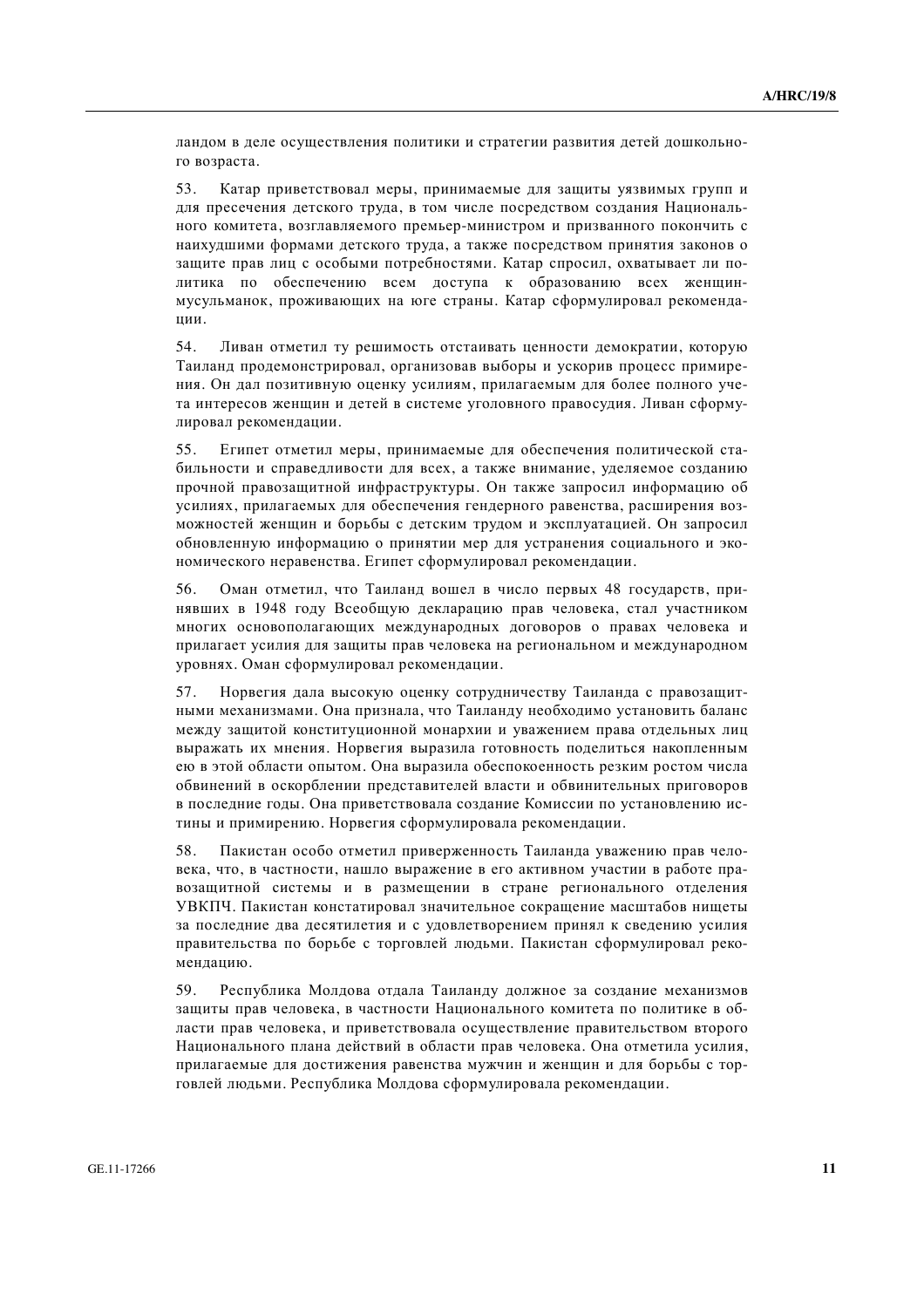ландом в деле осуществления политики и стратегии развития детей дошкольного возраста.

53. Катар приветствовал меры, принимаемые для защиты уязвимых групп и для пресечения детского труда, в том числе посредством создания Национального комитета, возглавляемого премьер-министром и призванного покончить с наихудшими формами детского труда, а также посредством принятия законов о защите прав лиц с особыми потребностями. Катар спросил, охватывает ли политика по обеспечению всем доступа к образованию всех женщин-мусульманок, проживающих на юге страны. Катар сформулировал рекомендации.

54. Ливан отметил ту решимость отстаивать ценности демократии, которую Таиланд продемонстрировал, организовав выборы и ускорив процесс примирения. Он дал позитивную оценку усилиям, прилагаемым для более полного учета интересов женщин и детей в системе уголовного правосудия. Ливан сформулировал рекомендации.

55. Египет отметил меры, принимаемые для обеспечения политической стабильности и справедливости для всех, а также внимание, уделяемое созданию прочной правозащитной инфраструктуры. Он также запросил информацию об усилиях, прилагаемых для обеспечения гендерного равенства, расширения возможностей женщин и борьбы с детским трудом и эксплуатацией. Он запросил обновленную информацию о принятии мер для устранения социального и экономического неравенства. Египет сформулировал рекомендации.

56. Оман отметил, что Таиланд вошел в число первых 48 государств, принявших в 1948 году Всеобщую декларацию прав человека, стал участником многих основополагающих международных договоров о правах человека и прилагает усилия для защиты прав человека на региональном и международном уровнях. Оман сформулировал рекомендации.

57. Норвегия дала высокую оценку сотрудничеству Таиланда с правозащитными механизмами. Она признала, что Таиланду необходимо установить баланс между защитой конституционной монархии и уважением права отдельных лиц выражать их мнения. Норвегия выразила готовность поделиться накопленным ею в этой области опытом. Она выразила обеспокоенность резким ростом числа обвинений в оскорблении представителей власти и обвинительных приговоров в последние годы. Она приветствовала создание Комиссии по установлению истины и примирению. Норвегия сформулировала рекомендации.

58. Пакистан особо отметил приверженность Таиланда уважению прав человека, что, в частности, нашло выражение в его активном участии в работе правозащитной системы и в размещении в стране регионального отделения УВКПЧ. Пакистан констатировал значительное сокращение масштабов нищеты за последние два десятилетия и с удовлетворением принял к сведению усилия правительства по борьбе с торговлей людьми. Пакистан сформулировал рекомендацию.

59. Республика Молдова отдала Таиланду должное за создание механизмов защиты прав человека, в частности Национального комитета по политике в области прав человека, и приветствовала осуществление правительством второго Национального плана действий в области прав человека. Она отметила усилия, прилагаемые для достижения равенства мужчин и женщин и для борьбы с торговлей людьми. Республика Молдова сформулировала рекомендации.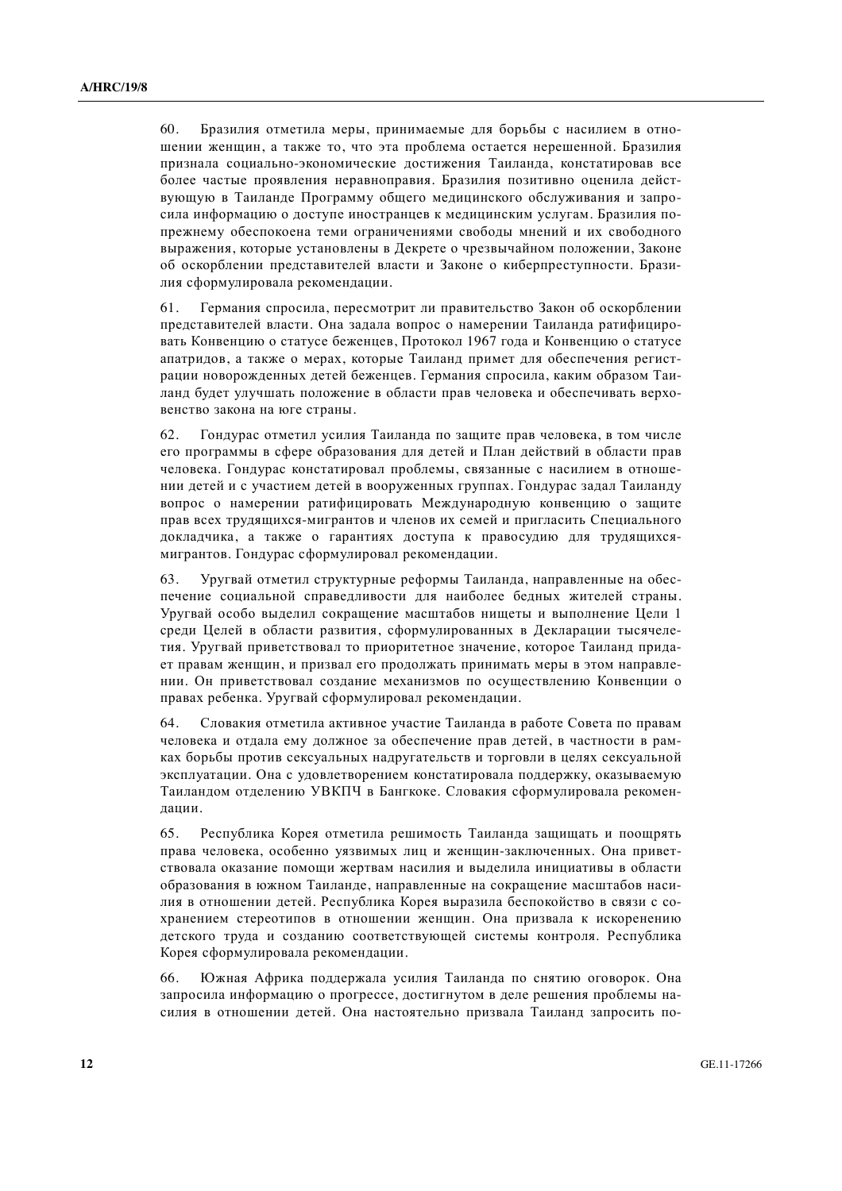60. Бразилия отметила меры, принимаемые для борьбы с насилием в отношении женщин, а также то, что эта проблема остается нерешенной. Бразилия признала социально-экономические достижения Таиланда, констатировав все более частые проявления неравноправия. Бразилия позитивно оценила действующую в Таиланде Программу общего медицинского обслуживания и запросила информацию о доступе иностранцев к медицинским услугам. Бразилия по-прежнему обеспокоена теми ограничениями свободы мнений и их свободного выражения, которые установлены в Декрете о чрезвычайном положении, Законе об оскорблении представителей власти и Законе о киберпреступности. Бразилия сформулировала рекомендации.

61. Германия спросила, пересмотрит ли правительство Закон об оскорблении представителей власти. Она задала вопрос о намерении Таиланда ратифицировать Конвенцию о статусе беженцев, Протокол 1967 года и Конвенцию о статусе апатридов, а также о мерах, которые Таиланд примет для обеспечения регистрации новорожденных детей беженцев. Германия спросила, каким образом Таиланд будет улучшать положение в области прав человека и обеспечивать верховенство закона на юге страны.

62. Гондурас отметил усилия Таиланда по защите прав человека, в том числе его программы в сфере образования для детей и План действий в области прав человека. Гондурас констатировал проблемы, связанные с насилием в отношении детей и с участием детей в вооруженных группах. Гондурас задал Таиланду вопрос о намерении ратифицировать Международную конвенцию о защите прав всех трудящихся-мигрантов и членов их семей и пригласить Специального докладчика, а также о гарантиях доступа к правосудию для трудящихся-мигрантов. Гондурас сформулировал рекомендации.

63. Уругвай отметил структурные реформы Таиланда, направленные на обеспечение социальной справедливости для наиболее бедных жителей страны. Уругвай особо выделил сокращение масштабов нищеты и выполнение Цели 1 среди Целей в области развития, сформулированных в Декларации тысячелетия. Уругвай приветствовал то приоритетное значение, которое Таиланд придает правам женщин, и призвал его продолжать принимать меры в этом направлении. Он приветствовал создание механизмов по осуществлению Конвенции о правах ребенка. Уругвай сформулировал рекомендации.

64. Словакия отметила активное участие Таиланда в работе Совета по правам человека и отдала ему должное за обеспечение прав детей, в частности в рамках борьбы против сексуальных надругательств и торговли в целях сексуальной эксплуатации. Она с удовлетворением констатировала поддержку, оказываемую Таиландом отделению УВКПЧ в Бангкоке. Словакия сформулировала рекомендации.

65. Республика Корея отметила решимость Таиланда защищать и поощрять права человека, особенно уязвимых лиц и женщин-заключенных. Она приветствовала оказание помощи жертвам насилия и выделила инициативы в области образования в южном Таиланде, направленные на сокращение масштабов насилия в отношении детей. Республика Корея выразила беспокойство в связи с сохранением стереотипов в отношении женщин. Она призвала к искоренению детского труда и созданию соответствующей системы контроля. Республика Корея сформулировала рекомендации.

66. Южная Африка поддержала усилия Таиланда по снятию оговорок. Она запросила информацию о прогрессе, достигнутом в деле решения проблемы насилия в отношении детей. Она настоятельно призвала Таиланд запросить по-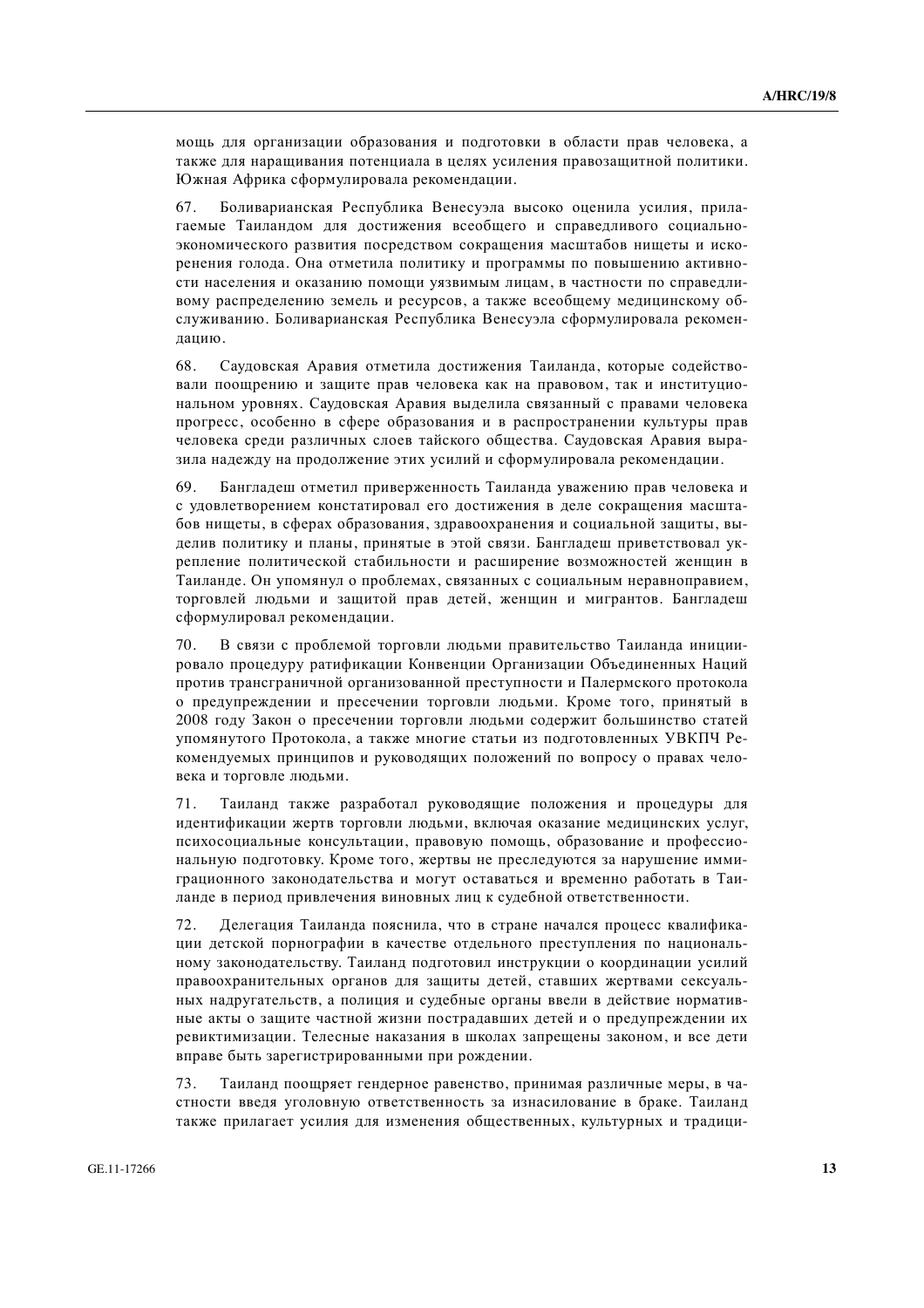мощь для организации образования и подготовки в области прав человека, а также для наращивания потенциала в целях усиления правозащитной политики. Южная Африка сформулировала рекомендации.

67. Боливарианская Республика Венесуэла высоко оценила усилия, прилагаемые Таиландом для достижения всеобщего и справедливого социально-экономического развития посредством сокращения масштабов нищеты и искоренения голода. Она отметила политику и программы по повышению активности населения и оказанию помощи уязвимым лицам, в частности по справедливому распределению земель и ресурсов, а также всеобщему медицинскому обслуживанию. Боливарианская Республика Венесуэла сформулировала рекомендацию.

68. Саудовская Аравия отметила достижения Таиланда, которые содействовали поощрению и защите прав человека как на правовом, так и институциональном уровнях. Саудовская Аравия выделила связанный с правами человека прогресс, особенно в сфере образования и в распространении культуры прав человека среди различных слоев тайского общества. Саудовская Аравия выразила надежду на продолжение этих усилий и сформулировала рекомендации.

69. Бангладеш отметил приверженность Таиланда уважению прав человека и с удовлетворением констатировал его достижения в деле сокращения масштабов нищеты, в сферах образования, здравоохранения и социальной защиты, выделив политику и планы, принятые в этой связи. Бангладеш приветствовал укрепление политической стабильности и расширение возможностей женщин в Таиланде. Он упомянул о проблемах, связанных с социальным неравноправием, торговлей людьми и защитой прав детей, женщин и мигрантов. Бангладеш сформулировал рекомендации.

70. В связи с проблемой торговли людьми правительство Таиланда инициировало процедуру ратификации Конвенции Организации Объединенных Наций против транснациональной организованной преступности и Палермского протокола о предупреждении и пресечении торговли людьми. Кроме того, принятый в 2008 году Закон о пресечении торговли людьми содержит большинство статей упомянутого Протокола, а также многие статьи из подготовленных УВКПЧ Рекомендуемых принципов и руководящих положений по вопросу о правах человека и торговле людьми.

71. Таиланд также разработал руководящие положения и процедуры для идентификации жертв торговли людьми, включая оказание медицинских услуг, психосоциальные консультации, правовую помощь, образование и профессиональную подготовку. Кроме того, жертвы не преследуются за нарушение иммиграционного законодательства и могут оставаться и временно работать в Таиланде в период привлечения виновных лиц к судебной ответственности.

72. Делегация Таиланда пояснила, что в стране начался процесс квалификации детской порнографии в качестве отдельного преступления по национальному законодательству. Таиланд подготовил инструкции о координации усилий правоохранительных органов для защиты детей, ставших жертвами сексуальных надругательств, а полиция и судебные органы ввели в действие нормативные акты о защите частной жизни пострадавших детей и о предупреждении их ревиктимизации. Телесные наказания в школах запрещены законом, и все дети вправе быть зарегистрированными при рождении.

73. Таиланд поощряет гендерное равенство, принимая различные меры, в частности введя уголовную ответственность за изнасилование в браке. Таиланд также прилагает усилия для изменения общественных, культурных и традици-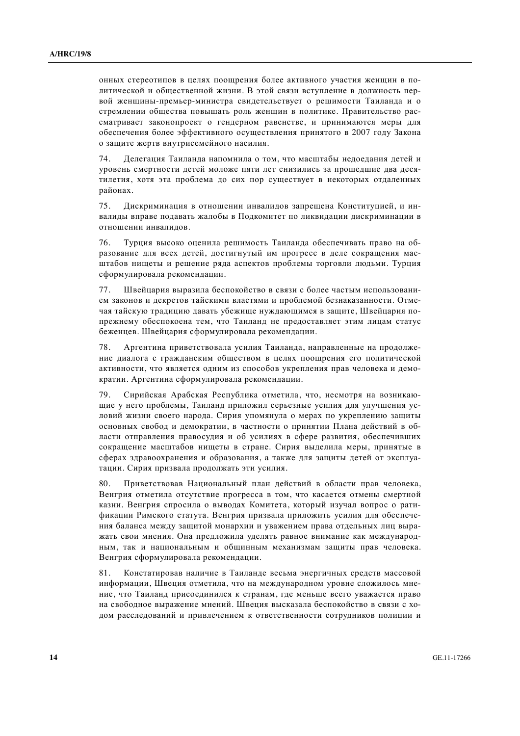онных стереотипов в целях поощрения более активного участия женщин в политической и общественной жизни. В этой связи вступление в должность первой женщины-премьер-министра свидетельствует о решимости Таиланда и о стремлении общества повышать роль женщин в политике. Правительство рассматривает законопроект о гендерном равенстве, и принимаются меры для обеспечения более эффективного осуществления принятого в 2007 году Закона о защите жертв внутрисемейного насилия.

74. Делегация Таиланда напомнила о том, что масштабы недоедания детей и уровень смертности детей моложе пяти лет снизились за прошедшие два десятилетия, хотя эта проблема до сих пор существует в некоторых отдаленных районах.

75. Дискриминация в отношении инвалидов запрещена Конституцией, и инвалиды вправе подавать жалобы в Подкомитет по ликвидации дискриминации в отношении инвалидов.

76. Турция высоко оценила решимость Таиланда обеспечивать право на образование для всех детей, достигнутый им прогресс в деле сокращения масштабов нищеты и решение ряда аспектов проблемы торговли людьми. Турция сформулировала рекомендации.

77. Швейцария выразила беспокойство в связи с более частым использованием законов и декретов тайскими властями и проблемой безнаказанности. Отмечая тайскую традицию давать убежище нуждающимся в защите, Швейцария по-прежнему обеспокоена тем, что Таиланд не предоставляет этим лицам статус беженцев. Швейцария сформулировала рекомендации.

78. Аргентина приветствовала усилия Таиланда, направленные на продолжение диалога с гражданским обществом в целях поощрения его политической активности, что является одним из способов укрепления прав человека и демократии. Аргентина сформулировала рекомендации.

79. Сирийская Арабская Республика отметила, что, несмотря на возникающие у него проблемы, Таиланд приложил серьезные усилия для улучшения условий жизни своего народа. Сирия упомянула о мерах по укреплению защиты основных свобод и демократии, в частности о принятии Плана действий в области отправления правосудия и об усилиях в сфере развития, обеспечивших сокращение масштабов нищеты в стране. Сирия выделила меры, принятые в сферах здравоохранения и образования, а также для защиты детей от эксплуатации. Сирия призвала продолжать эти усилия.

80. Приветствовав Национальный план действий в области прав человека, Венгрия отметила отсутствие прогресса в том, что касается отмены смертной казни. Венгрия спросила о выводах Комитета, который изучал вопрос о ратификации Римского статута. Венгрия призвала приложить усилия для обеспечения баланса между защитой монархии и уважением права отдельных лиц выражать свои мнения. Она предложила уделять равное внимание как международным, так и национальным и общинным механизмам защиты прав человека. Венгрия сформулировала рекомендации.

81. Констатировав наличие в Таиланде весьма энергичных средств массовой информации, Швеция отметила, что на международном уровне сложилось мнение, что Таиланд присоединился к странам, где меньше всего уважается право на свободное выражение мнений. Швеция высказала беспокойство в связи с ходом расследований и привлечением к ответственности сотрудников полиции и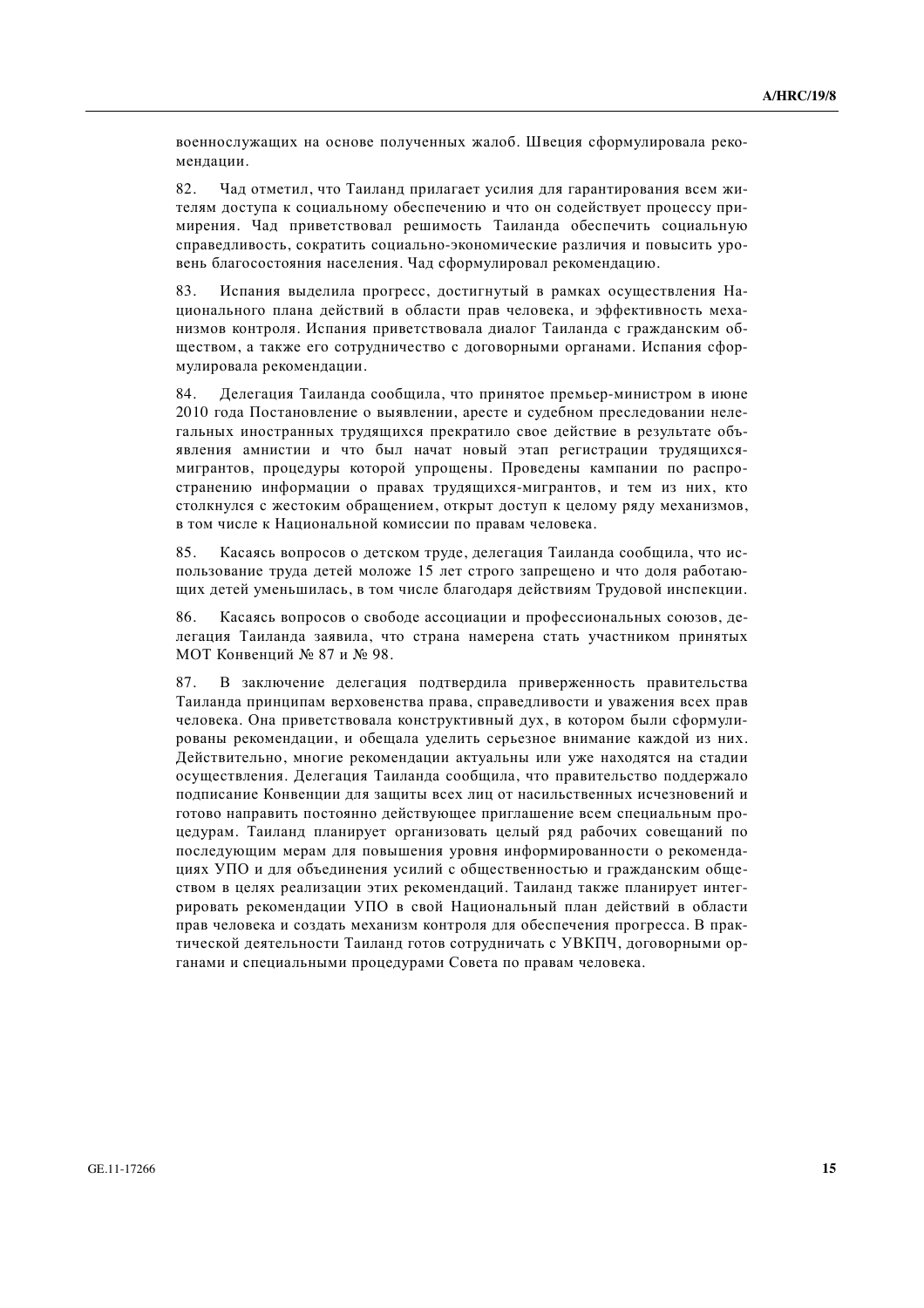военнослужащих на основе полученных жалоб. Швеция сформулировала рекомендации.

82. Чад отметил, что Таиланд прилагает усилия для гарантирования всем жителям доступа к социальному обеспечению и что он содействует процессу примирения. Чад приветствовал решимость Таиланда обеспечить социальную справедливость, сократить социально-экономические различия и повысить уровень благосостояния населения. Чад сформулировал рекомендацию.

83. Испания выделила прогресс, достигнутый в рамках осуществления Национального плана действий в области прав человека, и эффективность механизмов контроля. Испания приветствовала диалог Таиланда с гражданским обществом, а также его сотрудничество с договорными органами. Испания сформулировала рекомендации.

84. Делегация Таиланда сообщила, что принятое премьер-министром в июне 2010 года Постановление о выявлении, аресте и судебном преследовании нелегальных иностранных трудящихся прекратило свое действие в результате объявления амнистии и что был начат новый этап регистрации трудящихся-мигрантов, процедуры которой упрощены. Проведены кампании по распространению информации о правах трудящихся-мигрантов, и тем из них, кто столкнулся с жестоким обращением, открыт доступ к целому ряду механизмов, в том числе к Национальной комиссии по правам человека.

85. Касаясь вопросов о детском труде, делегация Таиланда сообщила, что использование труда детей моложе 15 лет строго запрещено и что доля работающих детей уменьшилась, в том числе благодаря действиям Трудовой инспекции.

86. Касаясь вопросов о свободе ассоциации и профессиональных союзов, делегация Таиланда заявила, что страна намерена стать участником принятых МОТ Конвенций № 87 и № 98.

87. В заключение делегация подтвердила приверженность правительства Таиланда принципам верховенства права, справедливости и уважения всех прав человека. Она приветствовала конструктивный дух, в котором были сформулированы рекомендации, и обещала уделить серьезное внимание каждой из них. Действительно, многие рекомендации актуальны или уже находятся на стадии осуществления. Делегация Таиланда сообщила, что правительство поддержало подписание Конвенции для защиты всех лиц от насильственных исчезновений и готово направить постоянно действующее приглашение всем специальным процедурам. Таиланд планирует организовать целый ряд рабочих совещаний по последующим мерам для повышения уровня информированности о рекомендациях УПО и для объединения усилий с общественностью и гражданским обществом в целях реализации этих рекомендаций. Таиланд также планирует интегрировать рекомендации УПО в свой Национальный план действий в области прав человека и создать механизм контроля для обеспечения прогресса. В практической деятельности Таиланд готов сотрудничать с УВКПЧ, договорными органами и специальными процедурами Совета по правам человека.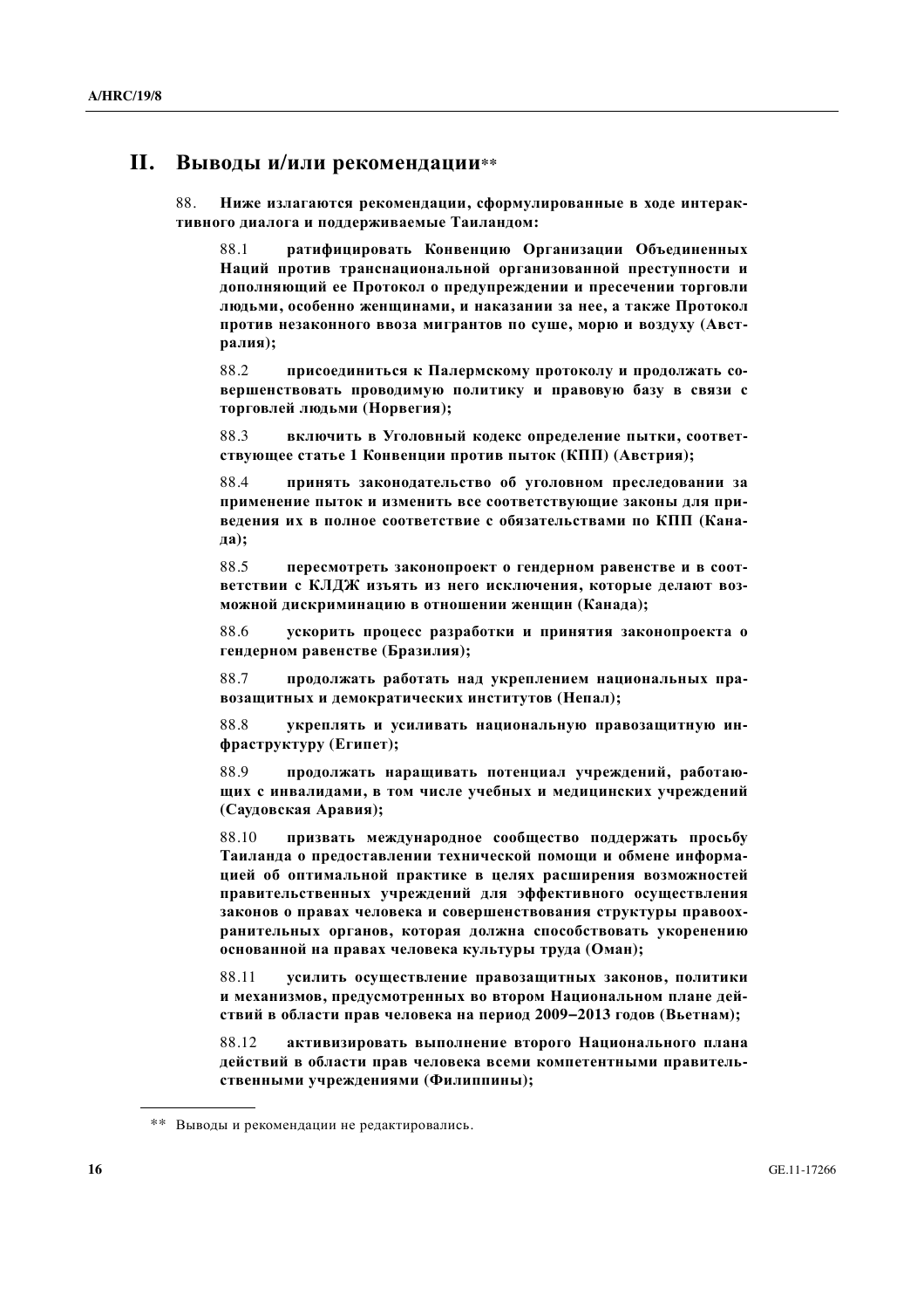## II. Выводы и/или рекомендации[**]

88. **Ниже излагаются рекомендации, сформулированные в ходе интерактивного диалога и поддерживаемые Таиландом:**

88.1 **ратифицировать Конвенцию Организации Объединенных Наций против транснациональной организованной преступности и дополняющий ее Протокол о предупреждении и пресечении торговли людьми, особенно женщинами, и наказании за нее, а также Протокол против незаконного ввоза мигрантов по суше, морю и воздуху (Австралия);**

88.2 **присоединиться к Палермскому протоколу и продолжать совершенствовать проводимую политику и правовую базу в связи с торговлей людьми (Норвегия);**

88.3 **включить в Уголовный кодекс определение пытки, соответствующее статье 1 Конвенции против пыток (КПП) (Австрия);**

88.4 **принять законодательство об уголовном преследовании за применение пыток и изменить все соответствующие законы для приведения их в полное соответствие с обязательствами по КПП (Канада);**

88.5 **пересмотреть законопроект о гендерном равенстве и в соответствии с КЛДЖ изъять из него исключения, которые делают возможной дискриминацию в отношении женщин (Канада);**

88.6 **ускорить процесс разработки и принятия законопроекта о гендерном равенстве (Бразилия);**

88.7 **продолжать работать над укреплением национальных правозащитных и демократических институтов (Непал);**

88.8 **укреплять и усиливать национальную правозащитную инфраструктуру (Египет);**

88.9 **продолжать наращивать потенциал учреждений, работающих с инвалидами, в том числе учебных и медицинских учреждений (Саудовская Аравия);**

88.10 **призвать международное сообщество поддержать просьбу Таиланда о предоставлении технической помощи и обмене информацией об оптимальной практике в целях расширения возможностей правительственных учреждений для эффективного осуществления законов о правах человека и совершенствования структуры правоохранительных органов, которая должна способствовать укоренению основанной на правах человека культуры труда (Оман);**

88.11 **усилить осуществление правозащитных законов, политики и механизмов, предусмотренных во втором Национальном плане действий в области прав человека на период 2009−2013 годов (Вьетнам);**

88.12 **активизировать выполнение второго Национального плана действий в области прав человека всеми компетентными правительственными учреждениями (Филиппины);**

---

[**] Выводы и рекомендации не редактировались.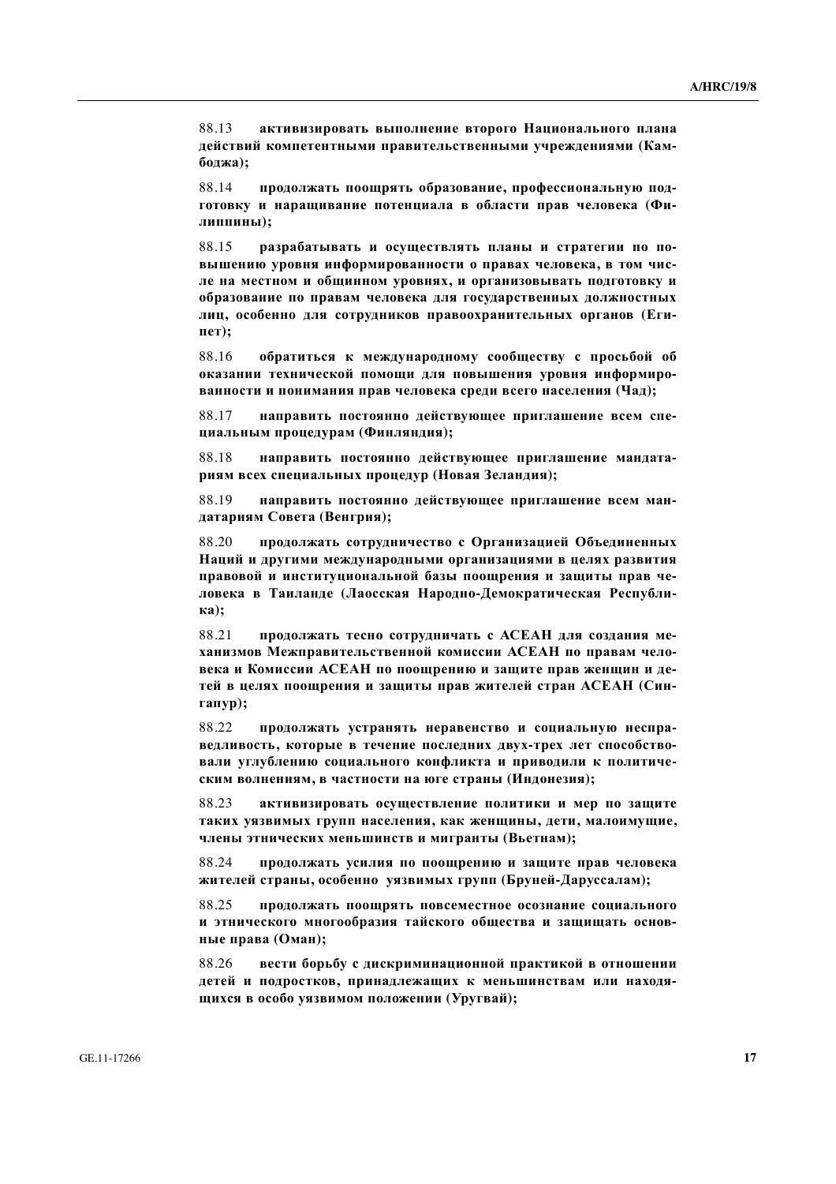88.13 **активизировать выполнение второго Национального плана действий компетентными правительственными учреждениями (Камбоджа);**

88.14 **продолжать поощрять образование, профессиональную подготовку и наращивание потенциала в области прав человека (Филиппины);**

88.15 **разрабатывать и осуществлять планы и стратегии по повышению уровня информированности о правах человека, в том числе на местном и общинном уровнях, и организовывать подготовку и образование по правам человека для государственных должностных лиц, особенно для сотрудников правоохранительных органов (Египет);**

88.16 **обратиться к международному сообществу с просьбой об оказании технической помощи для повышения уровня информированности и понимания прав человека среди всего населения (Чад);**

88.17 **направить постоянно действующее приглашение всем специальным процедурам (Финляндия);**

88.18 **направить постоянно действующее приглашение мандатариям всех специальных процедур (Новая Зеландия);**

88.19 **направить постоянно действующее приглашение всем мандатариям Совета (Венгрия);**

88.20 **продолжать сотрудничество с Организацией Объединенных Наций и другими международными организациями в целях развития правовой и институциональной базы поощрения и защиты прав человека в Таиланде (Лаосская Народно-Демократическая Республика);**

88.21 **продолжать тесно сотрудничать с АСЕАН для создания механизмов Межправительственной комиссии АСЕАН по правам человека и Комиссии АСЕАН по поощрению и защите прав женщин и детей в целях поощрения и защиты прав жителей стран АСЕАН (Сингапур);**

88.22 **продолжать устранять неравенство и социальную несправедливость, которые в течение последних двух-трех лет способствовали углублению социального конфликта и приводили к политическим волнениям, в частности на юге страны (Индонезия);**

88.23 **активизировать осуществление политики и мер по защите таких уязвимых групп населения, как женщины, дети, малоимущие, члены этнических меньшинств и мигранты (Вьетнам);**

88.24 **продолжать усилия по поощрению и защите прав человека жителей страны, особенно уязвимых групп (Бруней-Даруссалам);**

88.25 **продолжать поощрять повсеместное осознание социального и этнического многообразия тайского общества и защищать основные права (Оман);**

88.26 **вести борьбу с дискриминационной практикой в отношении детей и подростков, принадлежащих к меньшинствам или находящихся в особо уязвимом положении (Уругвай);**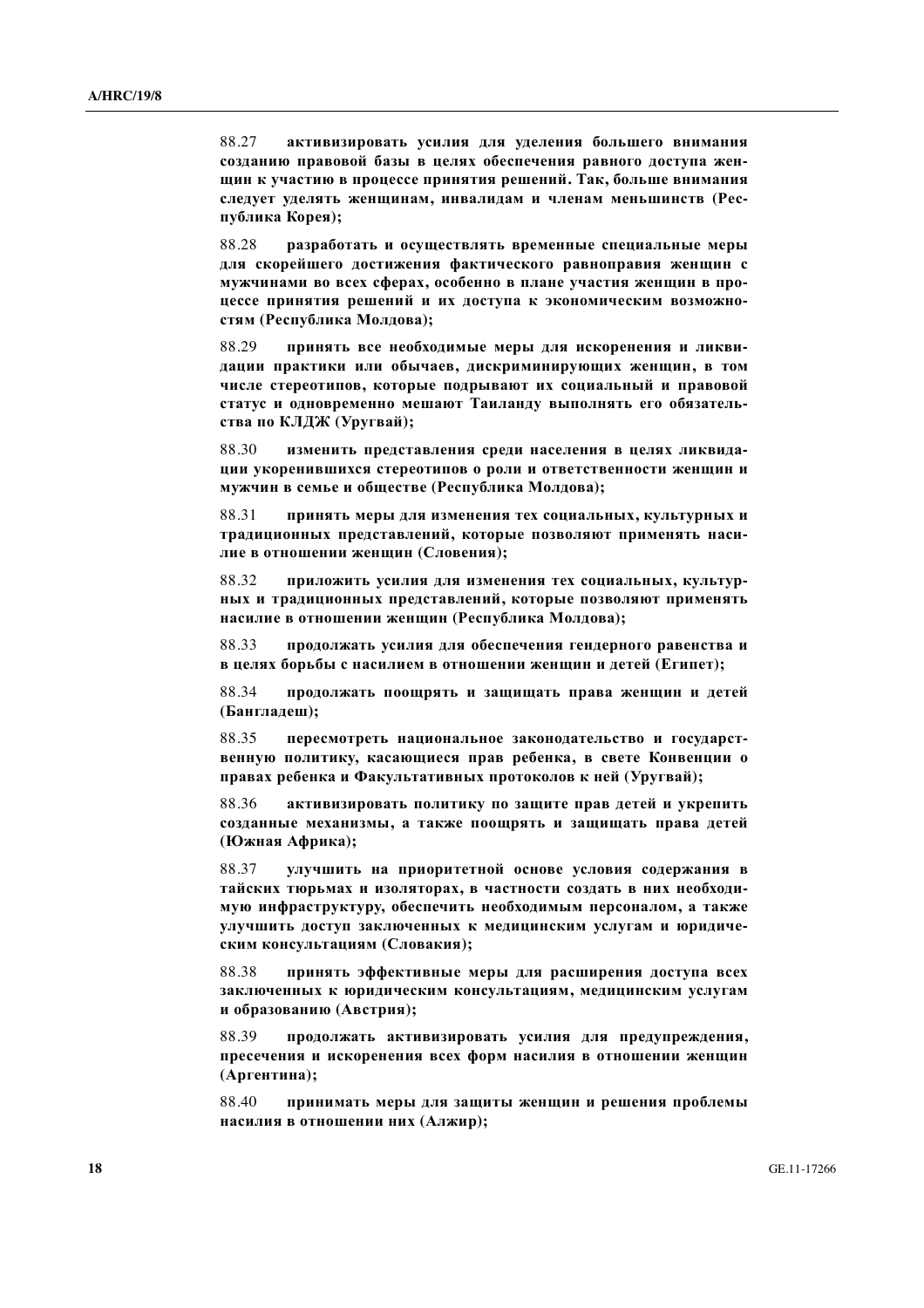88.27 **активизировать усилия для уделения большего внимания созданию правовой базы в целях обеспечения равного доступа женщин к участию в процессе принятия решений. Так, больше внимания следует уделять женщинам, инвалидам и членам меньшинств (Республика Корея);**

88.28 **разработать и осуществлять временные специальные меры для скорейшего достижения фактического равноправия женщин с мужчинами во всех сферах, особенно в плане участия женщин в процессе принятия решений и их доступа к экономическим возможностям (Республика Молдова);**

88.29 **принять все необходимые меры для искоренения и ликвидации практики или обычаев, дискриминирующих женщин, в том числе стереотипов, которые подрывают их социальный и правовой статус и одновременно мешают Таиланду выполнять его обязательства по КЛДЖ (Уругвай);**

88.30 **изменить представления среди населения в целях ликвидации укоренившихся стереотипов о роли и ответственности женщин и мужчин в семье и обществе (Республика Молдова);**

88.31 **принять меры для изменения тех социальных, культурных и традиционных представлений, которые позволяют применять насилие в отношении женщин (Словения);**

88.32 **приложить усилия для изменения тех социальных, культурных и традиционных представлений, которые позволяют применять насилие в отношении женщин (Республика Молдова);**

88.33 **продолжать усилия для обеспечения гендерного равенства и в целях борьбы с насилием в отношении женщин и детей (Египет);**

88.34 **продолжать поощрять и защищать права женщин и детей (Бангладеш);**

88.35 **пересмотреть национальное законодательство и государственную политику, касающиеся прав ребенка, в свете Конвенции о правах ребенка и Факультативных протоколов к ней (Уругвай);**

88.36 **активизировать политику по защите прав детей и укрепить созданные механизмы, а также поощрять и защищать права детей (Южная Африка);**

88.37 **улучшить на приоритетной основе условия содержания в тайских тюрьмах и изоляторах, в частности создать в них необходимую инфраструктуру, обеспечить необходимым персоналом, а также улучшить доступ заключенных к медицинским услугам и юридическим консультациям (Словакия);**

88.38 **принять эффективные меры для расширения доступа всех заключенных к юридическим консультациям, медицинским услугам и образованию (Австрия);**

88.39 **продолжать активизировать усилия для предупреждения, пресечения и искоренения всех форм насилия в отношении женщин (Аргентина);**

88.40 **принимать меры для защиты женщин и решения проблемы насилия в отношении них (Алжир);**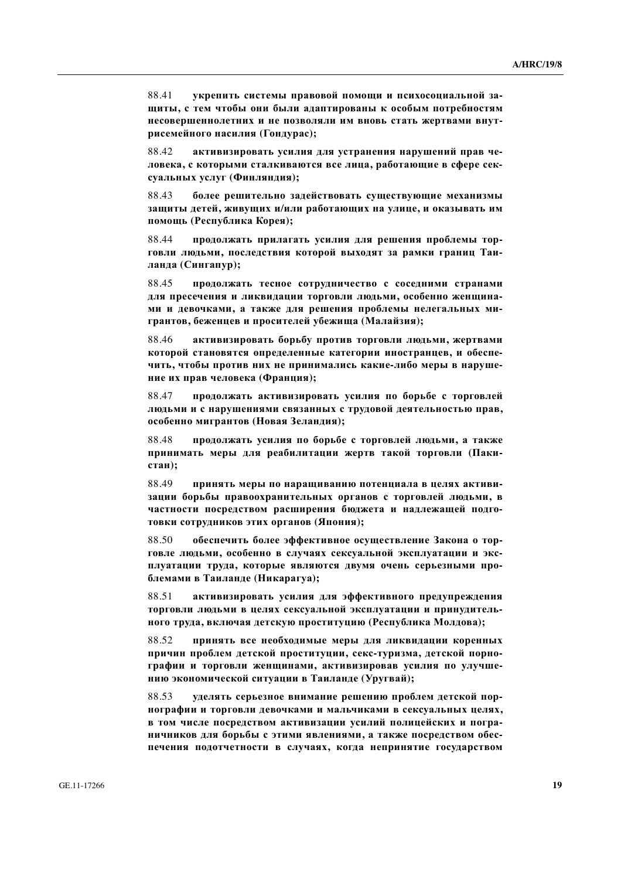88.41 **укрепить системы правовой помощи и психосоциальной защиты, с тем чтобы они были адаптированы к особым потребностям несовершеннолетних и не позволяли им вновь стать жертвами внутрисемейного насилия (Гондурас);**

88.42 **активизировать усилия для устранения нарушений прав человека, с которыми сталкиваются все лица, работающие в сфере сексуальных услуг (Финляндия);**

88.43 **более решительно задействовать существующие механизмы защиты детей, живущих и/или работающих на улице, и оказывать им помощь (Республика Корея);**

88.44 **продолжать прилагать усилия для решения проблемы торговли людьми, последствия которой выходят за рамки границ Таиланда (Сингапур);**

88.45 **продолжать тесное сотрудничество с соседними странами для пресечения и ликвидации торговли людьми, особенно женщинами и девочками, а также для решения проблемы нелегальных мигрантов, беженцев и просителей убежища (Малайзия);**

88.46 **активизировать борьбу против торговли людьми, жертвами которой становятся определенные категории иностранцев, и обеспечить, чтобы против них не принимались какие-либо меры в нарушение их прав человека (Франция);**

88.47 **продолжать активизировать усилия по борьбе с торговлей людьми и с нарушениями связанных с трудовой деятельностью прав, особенно мигрантов (Новая Зеландия);**

88.48 **продолжать усилия по борьбе с торговлей людьми, а также принимать меры для реабилитации жертв такой торговли (Пакистан);**

88.49 **принять меры по наращиванию потенциала в целях активизации борьбы правоохранительных органов с торговлей людьми, в частности посредством расширения бюджета и надлежащей подготовки сотрудников этих органов (Япония);**

88.50 **обеспечить более эффективное осуществление Закона о торговле людьми, особенно в случаях сексуальной эксплуатации и эксплуатации труда, которые являются двумя очень серьезными проблемами в Таиланде (Никарагуа);**

88.51 **активизировать усилия для эффективного предупреждения торговли людьми в целях сексуальной эксплуатации и принудительного труда, включая детскую проституцию (Республика Молдова);**

88.52 **принять все необходимые меры для ликвидации коренных причин проблем детской проституции, секс-туризма, детской порнографии и торговли женщинами, активизировав усилия по улучшению экономической ситуации в Таиланде (Уругвай);**

88.53 **уделять серьезное внимание решению проблем детской порнографии и торговли девочками и мальчиками в сексуальных целях, в том числе посредством активизации усилий полицейских и пограничников для борьбы с этими явлениями, а также посредством обеспечения подотчетности в случаях, когда непринятие государством**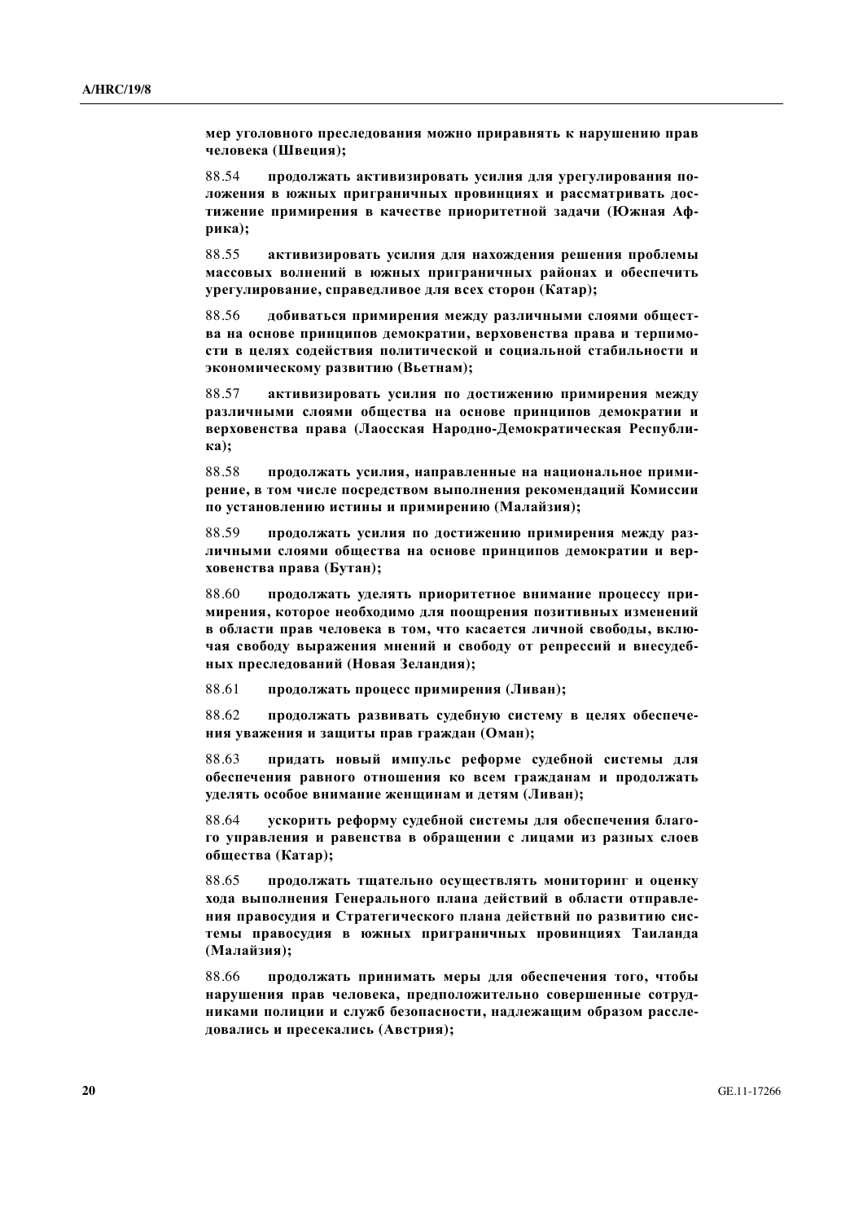**мер уголовного преследования можно приравнять к нарушению прав человека (Швеция);**

88.54 **продолжать активизировать усилия для урегулирования положения в южных приграничных провинциях и рассматривать достижение примирения в качестве приоритетной задачи (Южная Африка);**

88.55 **активизировать усилия для нахождения решения проблемы массовых волнений в южных приграничных районах и обеспечить урегулирование, справедливое для всех сторон (Катар);**

88.56 **добиваться примирения между различными слоями общества на основе принципов демократии, верховенства права и терпимости в целях содействия политической и социальной стабильности и экономическому развитию (Вьетнам);**

88.57 **активизировать усилия по достижению примирения между различными слоями общества на основе принципов демократии и верховенства права (Лаосская Народно-Демократическая Республика);**

88.58 **продолжать усилия, направленные на национальное примирение, в том числе посредством выполнения рекомендаций Комиссии по установлению истины и примирению (Малайзия);**

88.59 **продолжать усилия по достижению примирения между различными слоями общества на основе принципов демократии и верховенства права (Бутан);**

88.60 **продолжать уделять приоритетное внимание процессу примирения, которое необходимо для поощрения позитивных изменений в области прав человека в том, что касается личной свободы, включая свободу выражения мнений и свободу от репрессий и внесудебных преследований (Новая Зеландия);**

88.61 **продолжать процесс примирения (Ливан);**

88.62 **продолжать развивать судебную систему в целях обеспечения уважения и защиты прав граждан (Оман);**

88.63 **придать новый импульс реформе судебной системы для обеспечения равного отношения ко всем гражданам и продолжать уделять особое внимание женщинам и детям (Ливан);**

88.64 **ускорить реформу судебной системы для обеспечения благого управления и равенства в обращении с лицами из разных слоев общества (Катар);**

88.65 **продолжать тщательно осуществлять мониторинг и оценку хода выполнения Генерального плана действий в области отправления правосудия и Стратегического плана действий по развитию системы правосудия в южных приграничных провинциях Таиланда (Малайзия);**

88.66 **продолжать принимать меры для обеспечения того, чтобы нарушения прав человека, предположительно совершенные сотрудниками полиции и служб безопасности, надлежащим образом расследовались и пресекались (Австрия);**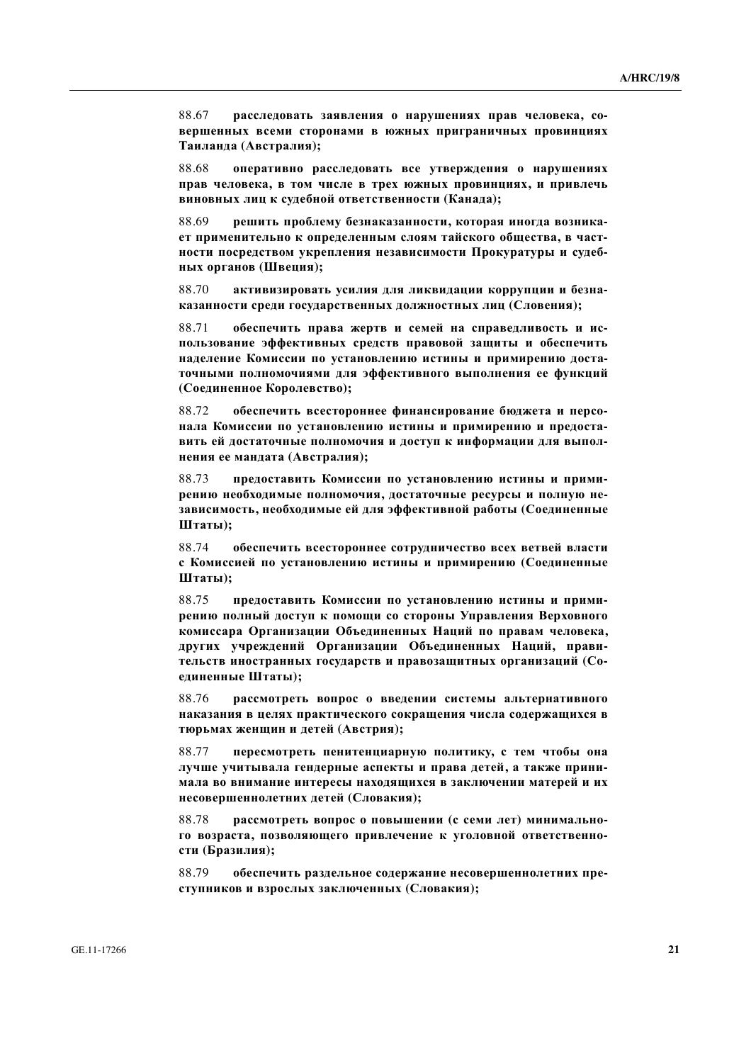88.67 **расследовать заявления о нарушениях прав человека, совершенных всеми сторонами в южных приграничных провинциях Таиланда (Австралия);**

88.68 **оперативно расследовать все утверждения о нарушениях прав человека, в том числе в трех южных провинциях, и привлечь виновных лиц к судебной ответственности (Канада);**

88.69 **решить проблему безнаказанности, которая иногда возникает применительно к определенным слоям тайского общества, в частности посредством укрепления независимости Прокуратуры и судебных органов (Швеция);**

88.70 **активизировать усилия для ликвидации коррупции и безнаказанности среди государственных должностных лиц (Словения);**

88.71 **обеспечить права жертв и семей на справедливость и использование эффективных средств правовой защиты и обеспечить наделение Комиссии по установлению истины и примирению достаточными полномочиями для эффективного выполнения ее функций (Соединенное Королевство);**

88.72 **обеспечить всестороннее финансирование бюджета и персонала Комиссии по установлению истины и примирению и предоставить ей достаточные полномочия и доступ к информации для выполнения ее мандата (Австралия);**

88.73 **предоставить Комиссии по установлению истины и примирению необходимые полномочия, достаточные ресурсы и полную независимость, необходимые ей для эффективной работы (Соединенные Штаты);**

88.74 **обеспечить всестороннее сотрудничество всех ветвей власти с Комиссией по установлению истины и примирению (Соединенные Штаты);**

88.75 **предоставить Комиссии по установлению истины и примирению полный доступ к помощи со стороны Управления Верховного комиссара Организации Объединенных Наций по правам человека, других учреждений Организации Объединенных Наций, правительств иностранных государств и правозащитных организаций (Соединенные Штаты);**

88.76 **рассмотреть вопрос о введении системы альтернативного наказания в целях практического сокращения числа содержащихся в тюрьмах женщин и детей (Австрия);**

88.77 **пересмотреть пенитенциарную политику, с тем чтобы она лучше учитывала гендерные аспекты и права детей, а также принимала во внимание интересы находящихся в заключении матерей и их несовершеннолетних детей (Словакия);**

88.78 **рассмотреть вопрос о повышении (с семи лет) минимального возраста, позволяющего привлечение к уголовной ответственности (Бразилия);**

88.79 **обеспечить раздельное содержание несовершеннолетних преступников и взрослых заключенных (Словакия);**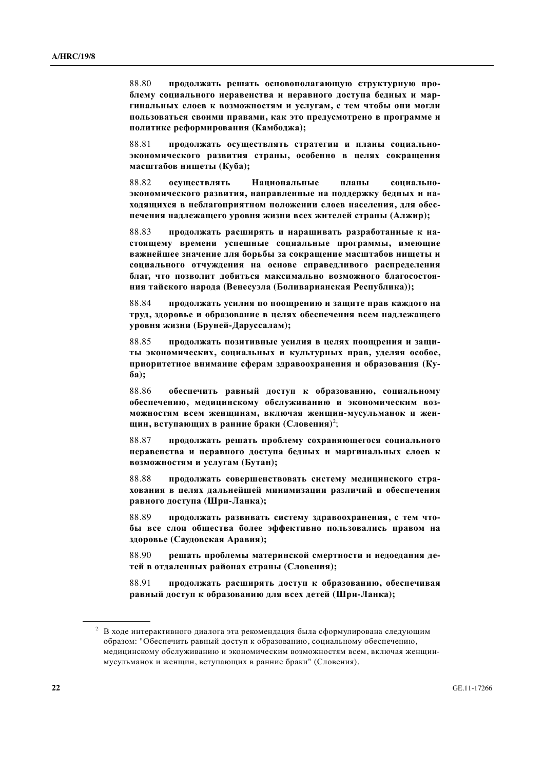88.80 **продолжать решать основополагающую структурную проблему социального неравенства и неравного доступа бедных и маргинальных слоев к возможностям и услугам, с тем чтобы они могли пользоваться своими правами, как это предусмотрено в программе и политике реформирования (Камбоджа);**

88.81 **продолжать осуществлять стратегии и планы социально-экономического развития страны, особенно в целях сокращения масштабов нищеты (Куба);**

88.82 **осуществлять Национальные планы социально-экономического развития, направленные на поддержку бедных и находящихся в неблагоприятном положении слоев населения, для обеспечения надлежащего уровня жизни всех жителей страны (Алжир);**

88.83 **продолжать расширять и наращивать разработанные к настоящему времени успешные социальные программы, имеющие важнейшее значение для борьбы за сокращение масштабов нищеты и социального отчуждения на основе справедливого распределения благ, что позволит добиться максимально возможного благосостояния тайского народа (Венесуэла (Боливарианская Республика));**

88.84 **продолжать усилия по поощрению и защите прав каждого на труд, здоровье и образование в целях обеспечения всем надлежащего уровня жизни (Бруней-Даруссалам);**

88.85 **продолжать позитивные усилия в целях поощрения и защиты экономических, социальных и культурных прав, уделяя особое, приоритетное внимание сферам здравоохранения и образования (Куба);**

88.86 **обеспечить равный доступ к образованию, социальному обеспечению, медицинскому обслуживанию и экономическим возможностям всем женщинам, включая женщин-мусульманок и женщин, вступающих в ранние браки (Словения)**[2];

88.87 **продолжать решать проблему сохраняющегося социального неравенства и неравного доступа бедных и маргинальных слоев к возможностям и услугам (Бутан);**

88.88 **продолжать совершенствовать систему медицинского страхования в целях дальнейшей минимизации различий и обеспечения равного доступа (Шри-Ланка);**

88.89 **продолжать развивать систему здравоохранения, с тем чтобы все слои общества более эффективно пользовались правом на здоровье (Саудовская Аравия);**

88.90 **решать проблемы материнской смертности и недоедания детей в отдаленных районах страны (Словения);**

88.91 **продолжать расширять доступ к образованию, обеспечивая равный доступ к образованию для всех детей (Шри-Ланка);**

---

[2] В ходе интерактивного диалога эта рекомендация была сформулирована следующим образом: "Обеспечить равный доступ к образованию, социальному обеспечению, медицинскому обслуживанию и экономическим возможностям всем, включая женщин-мусульманок и женщин, вступающих в ранние браки" (Словения).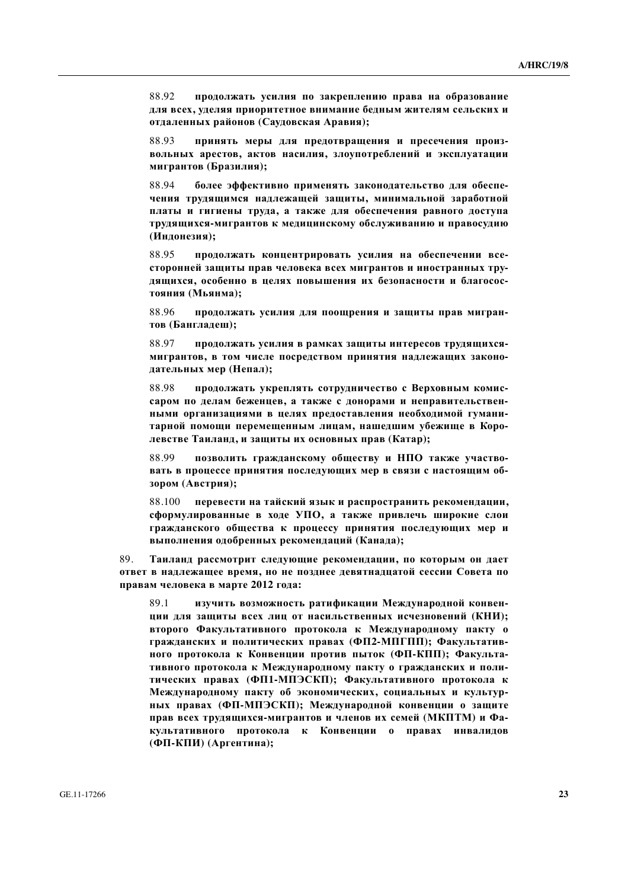88.92 **продолжать усилия по закреплению права на образование для всех, уделяя приоритетное внимание бедным жителям сельских и отдаленных районов (Саудовская Аравия);**

88.93 **принять меры для предотвращения и пресечения произвольных арестов, актов насилия, злоупотреблений и эксплуатации мигрантов (Бразилия);**

88.94 **более эффективно применять законодательство для обеспечения трудящимся надлежащей защиты, минимальной заработной платы и гигиены труда, а также для обеспечения равного доступа трудящихся-мигрантов к медицинскому обслуживанию и правосудию (Индонезия);**

88.95 **продолжать концентрировать усилия на обеспечении всесторонней защиты прав человека всех мигрантов и иностранных трудящихся, особенно в целях повышения их безопасности и благосостояния (Мьянма);**

88.96 **продолжать усилия для поощрения и защиты прав мигрантов (Бангладеш);**

88.97 **продолжать усилия в рамках защиты интересов трудящихся-мигрантов, в том числе посредством принятия надлежащих законодательных мер (Непал);**

88.98 **продолжать укреплять сотрудничество с Верховным комиссаром по делам беженцев, а также с донорами и неправительственными организациями в целях предоставления необходимой гуманитарной помощи перемещенным лицам, нашедшим убежище в Королевстве Таиланд, и защиты их основных прав (Катар);**

88.99 **позволить гражданскому обществу и НПО также участвовать в процессе принятия последующих мер в связи с настоящим обзором (Австрия);**

88.100 **перевести на тайский язык и распространить рекомендации, сформулированные в ходе УПО, а также привлечь широкие слои гражданского общества к процессу принятия последующих мер и выполнения одобренных рекомендаций (Канада);**

89. **Таиланд рассмотрит следующие рекомендации, по которым он дает ответ в надлежащее время, но не позднее девятнадцатой сессии Совета по правам человека в марте 2012 года:**

89.1 **изучить возможность ратификации Международной конвенции для защиты всех лиц от насильственных исчезновений (КНИ); второго Факультативного протокола к Международному пакту о гражданских и политических правах (ФП2-МПГПП); Факультативного протокола к Конвенции против пыток (ФП-КПП); Факультативного протокола к Международному пакту о гражданских и политических правах (ФП1-МПЭСКП); Факультативного протокола к Международному пакту об экономических, социальных и культурных правах (ФП-МПЭСКП); Международной конвенции о защите прав всех трудящихся-мигрантов и членов их семей (МКПТМ) и Факультативного протокола к Конвенции о правах инвалидов (ФП-КПИ) (Аргентина);**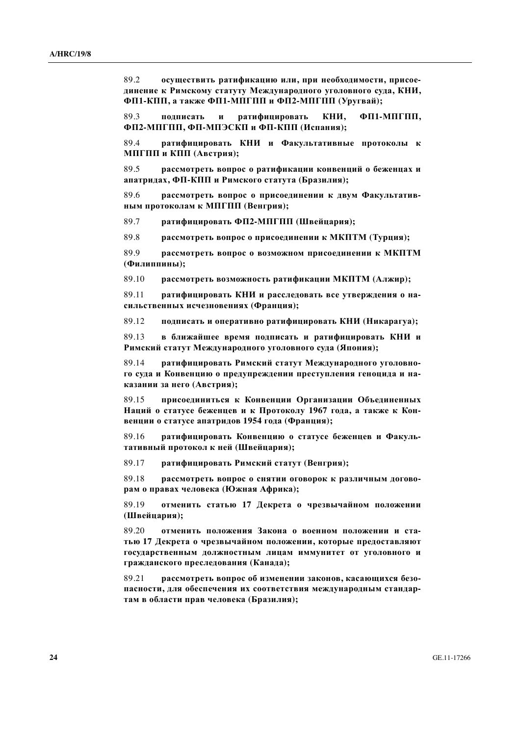89.2 **осуществить ратификацию или, при необходимости, присоединение к Римскому статуту Международного уголовного суда, КНИ, ФП1-КПП, а также ФП1-МПГПП и ФП2-МПГПП (Уругвай);**

89.3 **подписать и ратифицировать КНИ, ФП1-МПГПП, ФП2-МПГПП, ФП-МПЭСКП и ФП-КПП (Испания);**

89.4 **ратифицировать КНИ и Факультативные протоколы к МПГПП и КПП (Австрия);**

89.5 **рассмотреть вопрос о ратификации конвенций о беженцах и апатридах, ФП-КПП и Римского статута (Бразилия);**

89.6 **рассмотреть вопрос о присоединении к двум Факультативным протоколам к МПГПП (Венгрия);**

89.7 **ратифицировать ФП2-МПГПП (Швейцария);**

89.8 **рассмотреть вопрос о присоединении к МКПТМ (Турция);**

89.9 **рассмотреть вопрос о возможном присоединении к МКПТМ (Филиппины);**

89.10 **рассмотреть возможность ратификации МКПТМ (Алжир);**

89.11 **ратифицировать КНИ и расследовать все утверждения о насильственных исчезновениях (Франция);**

89.12 **подписать и оперативно ратифицировать КНИ (Никарагуа);**

89.13 **в ближайшее время подписать и ратифицировать КНИ и Римский статут Международного уголовного суда (Япония);**

89.14 **ратифицировать Римский статут Международного уголовного суда и Конвенцию о предупреждении преступления геноцида и наказании за него (Австрия);**

89.15 **присоединиться к Конвенции Организации Объединенных Наций о статусе беженцев и к Протоколу 1967 года, а также к Конвенции о статусе апатридов 1954 года (Франция);**

89.16 **ратифицировать Конвенцию о статусе беженцев и Факультативный протокол к ней (Швейцария);**

89.17 **ратифицировать Римский статут (Венгрия);**

89.18 **рассмотреть вопрос о снятии оговорок к различным договорам о правах человека (Южная Африка);**

89.19 **отменить статью 17 Декрета о чрезвычайном положении (Швейцария);**

89.20 **отменить положения Закона о военном положении и статью 17 Декрета о чрезвычайном положении, которые предоставляют государственным должностным лицам иммунитет от уголовного и гражданского преследования (Канада);**

89.21 **рассмотреть вопрос об изменении законов, касающихся безопасности, для обеспечения их соответствия международным стандартам в области прав человека (Бразилия);**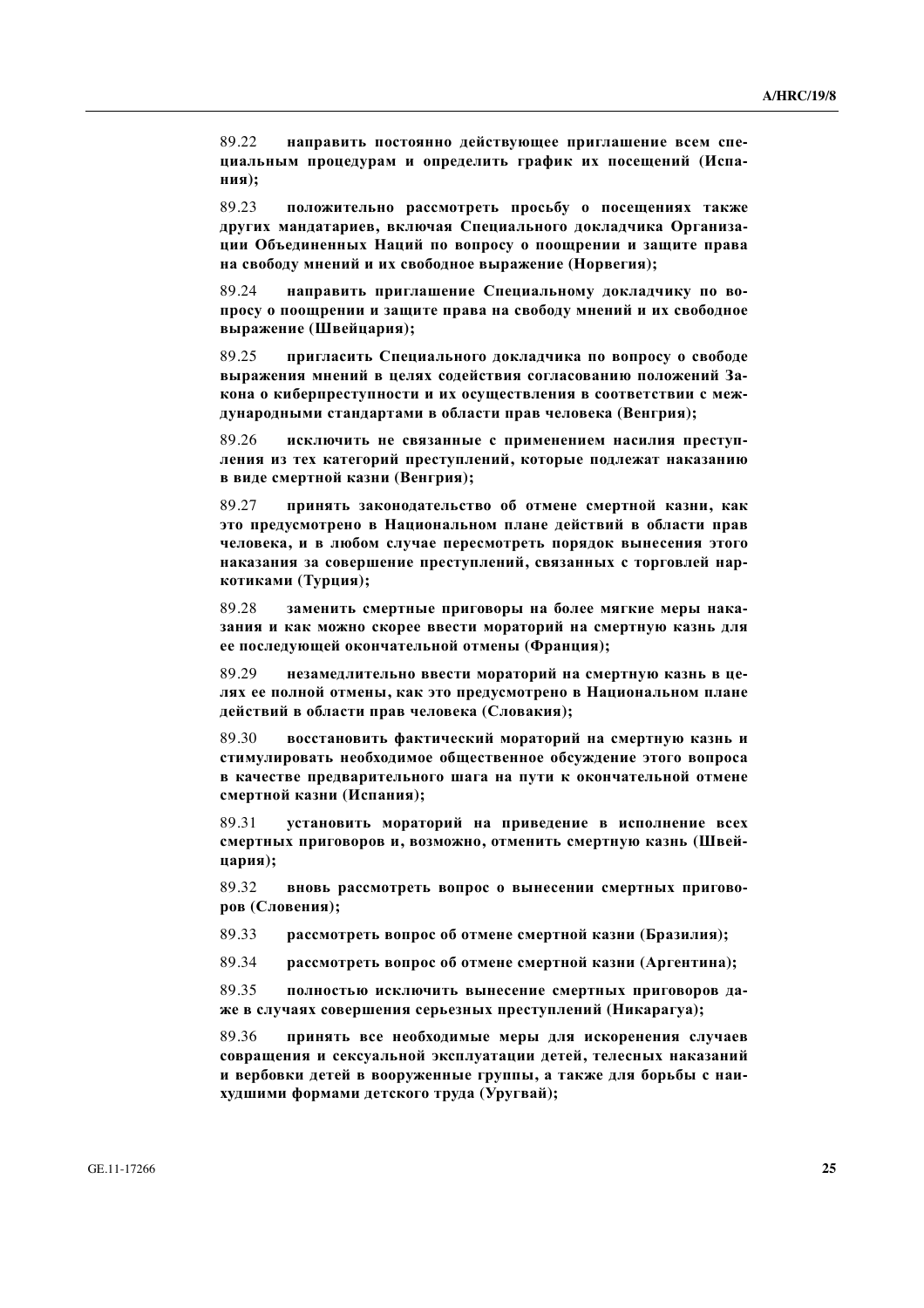89.22 **направить постоянно действующее приглашение всем специальным процедурам и определить график их посещений (Испания);**

89.23 **положительно рассмотреть просьбу о посещениях также других мандатариев, включая Специального докладчика Организации Объединенных Наций по вопросу о поощрении и защите права на свободу мнений и их свободное выражение (Норвегия);**

89.24 **направить приглашение Специальному докладчику по вопросу о поощрении и защите права на свободу мнений и их свободное выражение (Швейцария);**

89.25 **пригласить Специального докладчика по вопросу о свободе выражения мнений в целях содействия согласованию положений Закона о киберпреступности и их осуществления в соответствии с международными стандартами в области прав человека (Венгрия);**

89.26 **исключить не связанные с применением насилия преступления из тех категорий преступлений, которые подлежат наказанию в виде смертной казни (Венгрия);**

89.27 **принять законодательство об отмене смертной казни, как это предусмотрено в Национальном плане действий в области прав человека, и в любом случае пересмотреть порядок вынесения этого наказания за совершение преступлений, связанных с торговлей наркотиками (Турция);**

89.28 **заменить смертные приговоры на более мягкие меры наказания и как можно скорее ввести мораторий на смертную казнь для ее последующей окончательной отмены (Франция);**

89.29 **незамедлительно ввести мораторий на смертную казнь в целях ее полной отмены, как это предусмотрено в Национальном плане действий в области прав человека (Словакия);**

89.30 **восстановить фактический мораторий на смертную казнь и стимулировать необходимое общественное обсуждение этого вопроса в качестве предварительного шага на пути к окончательной отмене смертной казни (Испания);**

89.31 **установить мораторий на приведение в исполнение всех смертных приговоров и, возможно, отменить смертную казнь (Швейцария);**

89.32 **вновь рассмотреть вопрос о вынесении смертных приговоров (Словения);**

89.33 **рассмотреть вопрос об отмене смертной казни (Бразилия);**

89.34 **рассмотреть вопрос об отмене смертной казни (Аргентина);**

89.35 **полностью исключить вынесение смертных приговоров даже в случаях совершения серьезных преступлений (Никарагуа);**

89.36 **принять все необходимые меры для искоренения случаев совращения и сексуальной эксплуатации детей, телесных наказаний и вербовки детей в вооруженные группы, а также для борьбы с наихудшими формами детского труда (Уругвай);**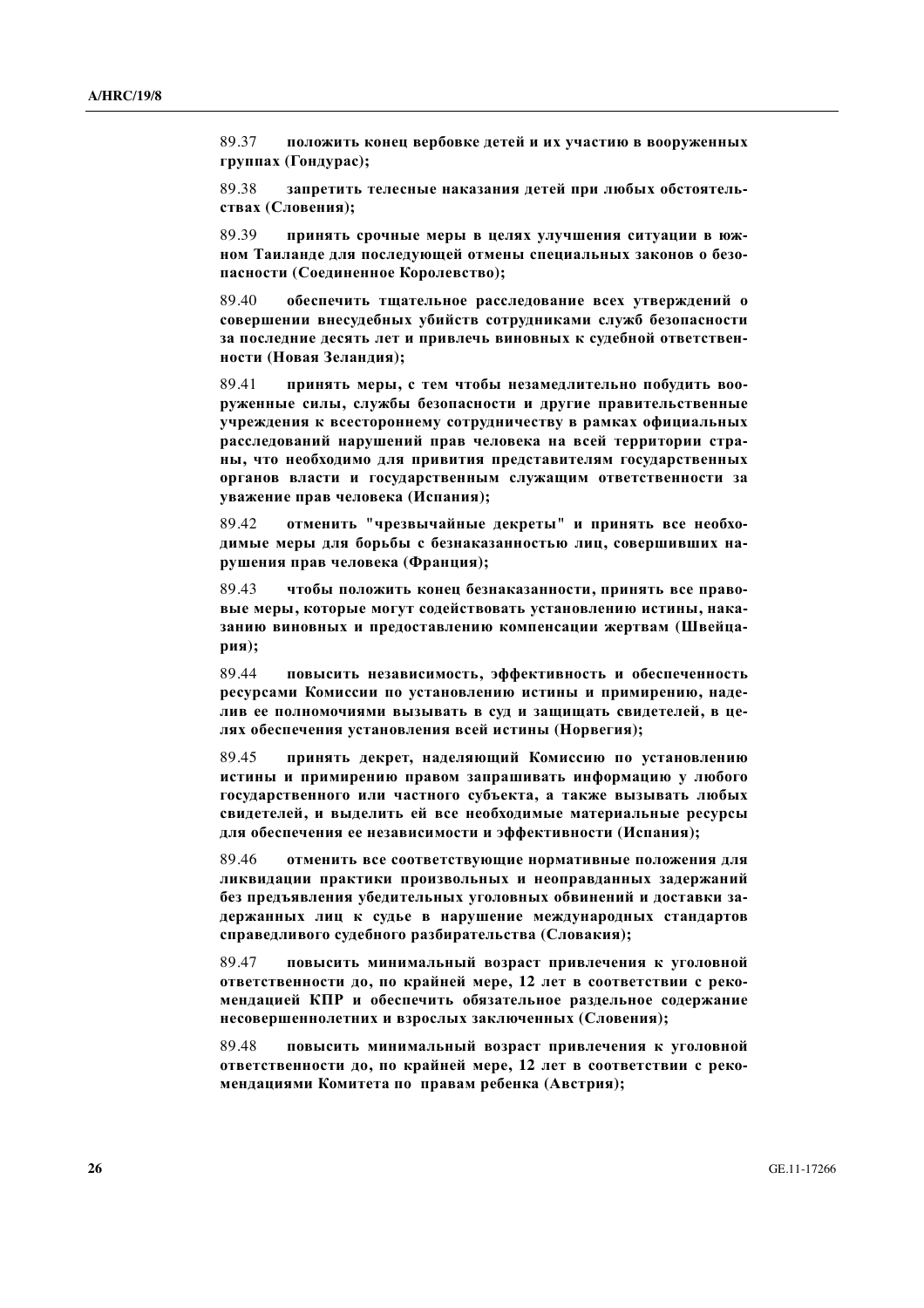89.37 **положить конец вербовке детей и их участию в вооруженных группах (Гондурас);**

89.38 **запретить телесные наказания детей при любых обстоятельствах (Словения);**

89.39 **принять срочные меры в целях улучшения ситуации в южном Таиланде для последующей отмены специальных законов о безопасности (Соединенное Королевство);**

89.40 **обеспечить тщательное расследование всех утверждений о совершении внесудебных убийств сотрудниками служб безопасности за последние десять лет и привлечь виновных к судебной ответственности (Новая Зеландия);**

89.41 **принять меры, с тем чтобы незамедлительно побудить вооруженные силы, службы безопасности и другие правительственные учреждения к всестороннему сотрудничеству в рамках официальных расследований нарушений прав человека на всей территории страны, что необходимо для привития представителям государственных органов власти и государственным служащим ответственности за уважение прав человека (Испания);**

89.42 **отменить "чрезвычайные декреты" и принять все необходимые меры для борьбы с безнаказанностью лиц, совершивших нарушения прав человека (Франция);**

89.43 **чтобы положить конец безнаказанности, принять все правовые меры, которые могут содействовать установлению истины, наказанию виновных и предоставлению компенсации жертвам (Швейцария);**

89.44 **повысить независимость, эффективность и обеспеченность ресурсами Комиссии по установлению истины и примирению, наделив ее полномочиями вызывать в суд и защищать свидетелей, в целях обеспечения установления всей истины (Норвегия);**

89.45 **принять декрет, наделяющий Комиссию по установлению истины и примирению правом запрашивать информацию у любого государственного или частного субъекта, а также вызывать любых свидетелей, и выделить ей все необходимые материальные ресурсы для обеспечения ее независимости и эффективности (Испания);**

89.46 **отменить все соответствующие нормативные положения для ликвидации практики произвольных и неоправданных задержаний без предъявления убедительных уголовных обвинений и доставки задержанных лиц к судье в нарушение международных стандартов справедливого судебного разбирательства (Словакия);**

89.47 **повысить минимальный возраст привлечения к уголовной ответственности до, по крайней мере, 12 лет в соответствии с рекомендацией КПР и обеспечить обязательное раздельное содержание несовершеннолетних и взрослых заключенных (Словения);**

89.48 **повысить минимальный возраст привлечения к уголовной ответственности до, по крайней мере, 12 лет в соответствии с рекомендациями Комитета по правам ребенка (Австрия);**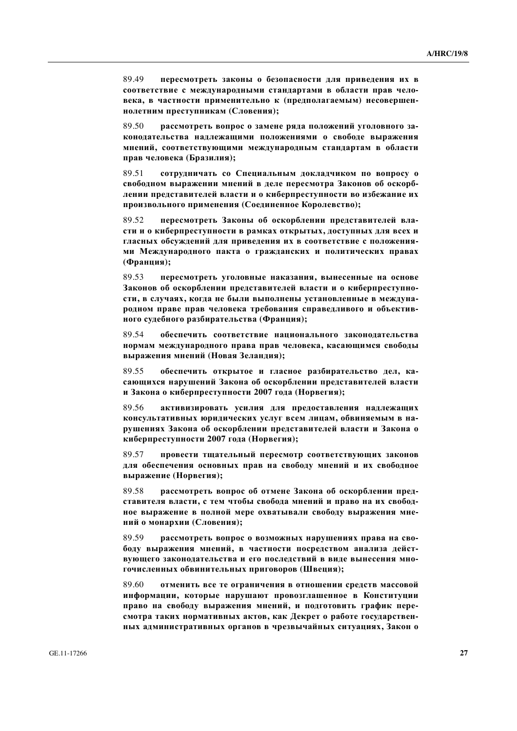89.49 **пересмотреть законы о безопасности для приведения их в соответствие с международными стандартами в области прав человека, в частности применительно к (предполагаемым) несовершеннолетним преступникам (Словения);**

89.50 **рассмотреть вопрос о замене ряда положений уголовного законодательства надлежащими положениями о свободе выражения мнений, соответствующими международным стандартам в области прав человека (Бразилия);**

89.51 **сотрудничать со Специальным докладчиком по вопросу о свободном выражении мнений в деле пересмотра Законов об оскорблении представителей власти и о киберпреступности во избежание их произвольного применения (Соединенное Королевство);**

89.52 **пересмотреть Законы об оскорблении представителей власти и о киберпреступности в рамках открытых, доступных для всех и гласных обсуждений для приведения их в соответствие с положениями Международного пакта о гражданских и политических правах (Франция);**

89.53 **пересмотреть уголовные наказания, вынесенные на основе Законов об оскорблении представителей власти и о киберпреступности, в случаях, когда не были выполнены установленные в международном праве прав человека требования справедливого и объективного судебного разбирательства (Франция);**

89.54 **обеспечить соответствие национального законодательства нормам международного права прав человека, касающимся свободы выражения мнений (Новая Зеландия);**

89.55 **обеспечить открытое и гласное разбирательство дел, касающихся нарушений Закона об оскорблении представителей власти и Закона о киберпреступности 2007 года (Норвегия);**

89.56 **активизировать усилия для предоставления надлежащих консультативных юридических услуг всем лицам, обвиняемым в нарушениях Закона об оскорблении представителей власти и Закона о киберпреступности 2007 года (Норвегия);**

89.57 **провести тщательный пересмотр соответствующих законов для обеспечения основных прав на свободу мнений и их свободное выражение (Норвегия);**

89.58 **рассмотреть вопрос об отмене Закона об оскорблении представителя власти, с тем чтобы свобода мнений и право на их свободное выражение в полной мере охватывали свободу выражения мнений о монархии (Словения);**

89.59 **рассмотреть вопрос о возможных нарушениях права на свободу выражения мнений, в частности посредством анализа действующего законодательства и его последствий в виде вынесения многочисленных обвинительных приговоров (Швеция);**

89.60 **отменить все те ограничения в отношении средств массовой информации, которые нарушают провозглашенное в Конституции право на свободу выражения мнений, и подготовить график пересмотра таких нормативных актов, как Декрет о работе государственных административных органов в чрезвычайных ситуациях, Закон о**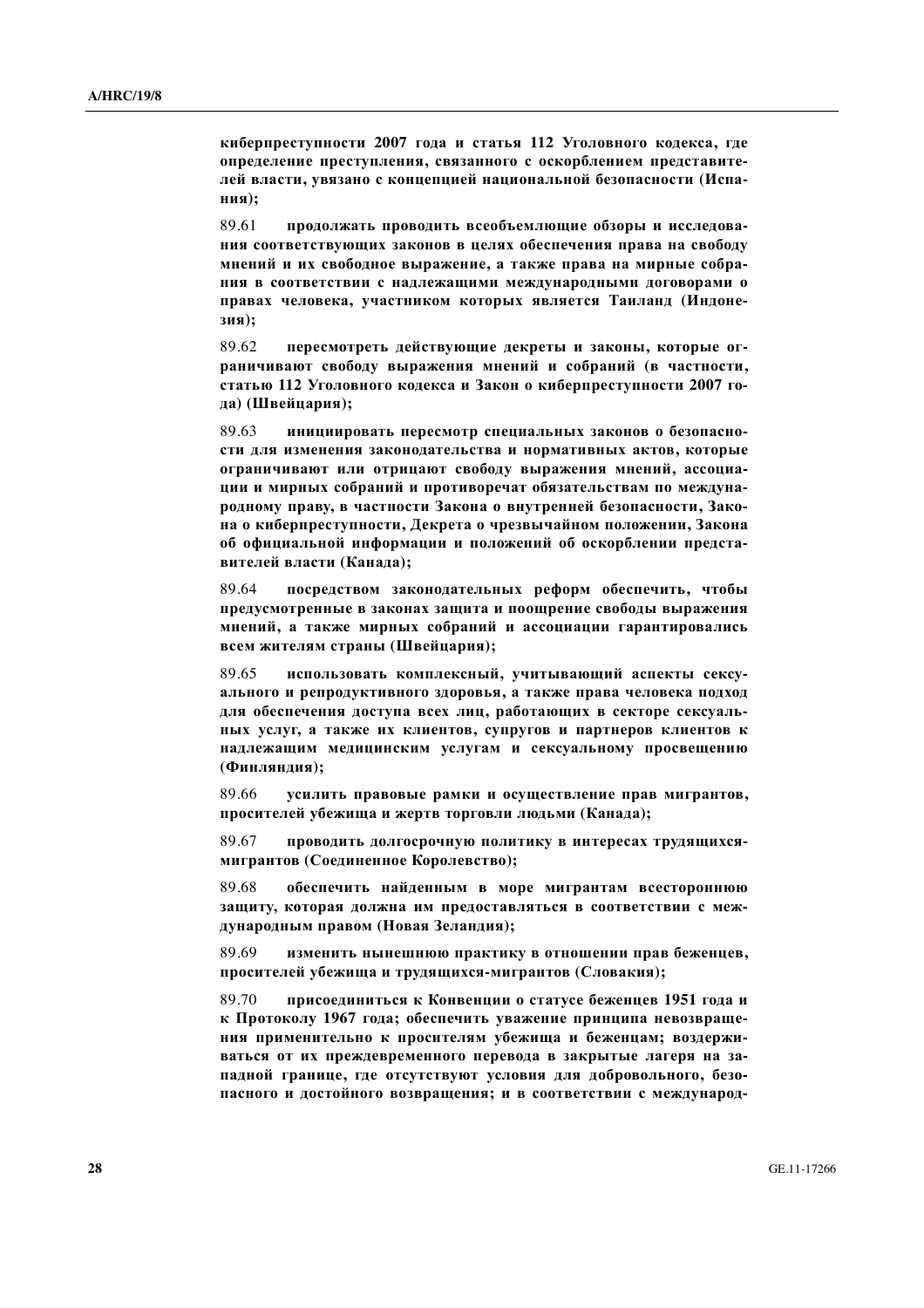**киберпреступности 2007 года и статья 112 Уголовного кодекса, где определение преступления, связанного с оскорблением представителей власти, увязано с концепцией национальной безопасности (Испания);**

89.61 **продолжать проводить всеобъемлющие обзоры и исследования соответствующих законов в целях обеспечения права на свободу мнений и их свободное выражение, а также права на мирные собрания в соответствии с надлежащими международными договорами о правах человека, участником которых является Таиланд (Индонезия);**

89.62 **пересмотреть действующие декреты и законы, которые ограничивают свободу выражения мнений и собраний (в частности, статью 112 Уголовного кодекса и Закон о киберпреступности 2007 года) (Швейцария);**

89.63 **инициировать пересмотр специальных законов о безопасности для изменения законодательства и нормативных актов, которые ограничивают или отрицают свободу выражения мнений, ассоциации и мирных собраний и противоречат обязательствам по международному праву, в частности Закона о внутренней безопасности, Закона о киберпреступности, Декрета о чрезвычайном положении, Закона об официальной информации и положений об оскорблении представителей власти (Канада);**

89.64 **посредством законодательных реформ обеспечить, чтобы предусмотренные в законах защита и поощрение свободы выражения мнений, а также мирных собраний и ассоциации гарантировались всем жителям страны (Швейцария);**

89.65 **использовать комплексный, учитывающий аспекты сексуального и репродуктивного здоровья, а также права человека подход для обеспечения доступа всех лиц, работающих в секторе сексуальных услуг, а также их клиентов, супругов и партнеров клиентов к надлежащим медицинским услугам и сексуальному просвещению (Финляндия);**

89.66 **усилить правовые рамки и осуществление прав мигрантов, просителей убежища и жертв торговли людьми (Канада);**

89.67 **проводить долгосрочную политику в интересах трудящихся-мигрантов (Соединенное Королевство);**

89.68 **обеспечить найденным в море мигрантам всестороннюю защиту, которая должна им предоставляться в соответствии с международным правом (Новая Зеландия);**

89.69 **изменить нынешнюю практику в отношении прав беженцев, просителей убежища и трудящихся-мигрантов (Словакия);**

89.70 **присоединиться к Конвенции о статусе беженцев 1951 года и к Протоколу 1967 года; обеспечить уважение принципа невозвращения применительно к просителям убежища и беженцам; воздерживаться от их преждевременного перевода в закрытые лагеря на западной границе, где отсутствуют условия для добровольного, безопасного и достойного возвращения; и в соответствии с международ-**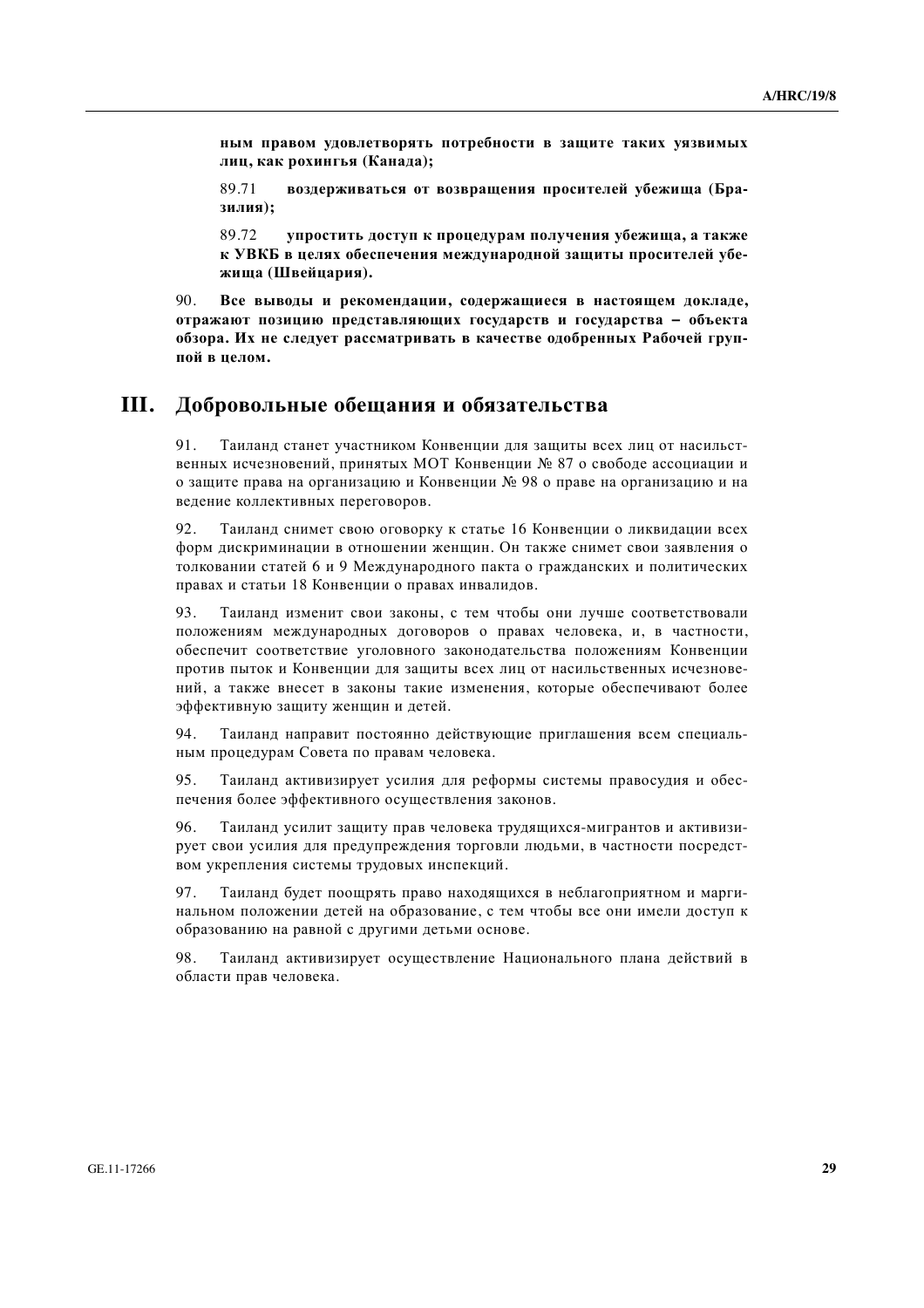**ным правом удовлетворять потребности в защите таких уязвимых лиц, как рохингья (Канада);**

89.71 **воздерживаться от возвращения просителей убежища (Бразилия);**

89.72 **упростить доступ к процедурам получения убежища, а также к УВКБ в целях обеспечения международной защиты просителей убежища (Швейцария).**

90. **Все выводы и рекомендации, содержащиеся в настоящем докладе, отражают позицию представляющих государств и государства – объекта обзора. Их не следует рассматривать в качестве одобренных Рабочей группой в целом.**

## III. Добровольные обещания и обязательства

91. Таиланд станет участником Конвенции для защиты всех лиц от насильственных исчезновений, принятых МОТ Конвенции № 87 о свободе ассоциации и о защите права на организацию и Конвенции № 98 о праве на организацию и на ведение коллективных переговоров.

92. Таиланд снимет свою оговорку к статье 16 Конвенции о ликвидации всех форм дискриминации в отношении женщин. Он также снимет свои заявления о толковании статей 6 и 9 Международного пакта о гражданских и политических правах и статьи 18 Конвенции о правах инвалидов.

93. Таиланд изменит свои законы, с тем чтобы они лучше соответствовали положениям международных договоров о правах человека, и, в частности, обеспечит соответствие уголовного законодательства положениям Конвенции против пыток и Конвенции для защиты всех лиц от насильственных исчезновений, а также внесет в законы такие изменения, которые обеспечивают более эффективную защиту женщин и детей.

94. Таиланд направит постоянно действующие приглашения всем специальным процедурам Совета по правам человека.

95. Таиланд активизирует усилия для реформы системы правосудия и обеспечения более эффективного осуществления законов.

96. Таиланд усилит защиту прав человека трудящихся-мигрантов и активизирует свои усилия для предупреждения торговли людьми, в частности посредством укрепления системы трудовых инспекций.

97. Таиланд будет поощрять право находящихся в неблагоприятном и маргинальном положении детей на образование, с тем чтобы все они имели доступ к образованию на равной с другими детьми основе.

98. Таиланд активизирует осуществление Национального плана действий в области прав человека.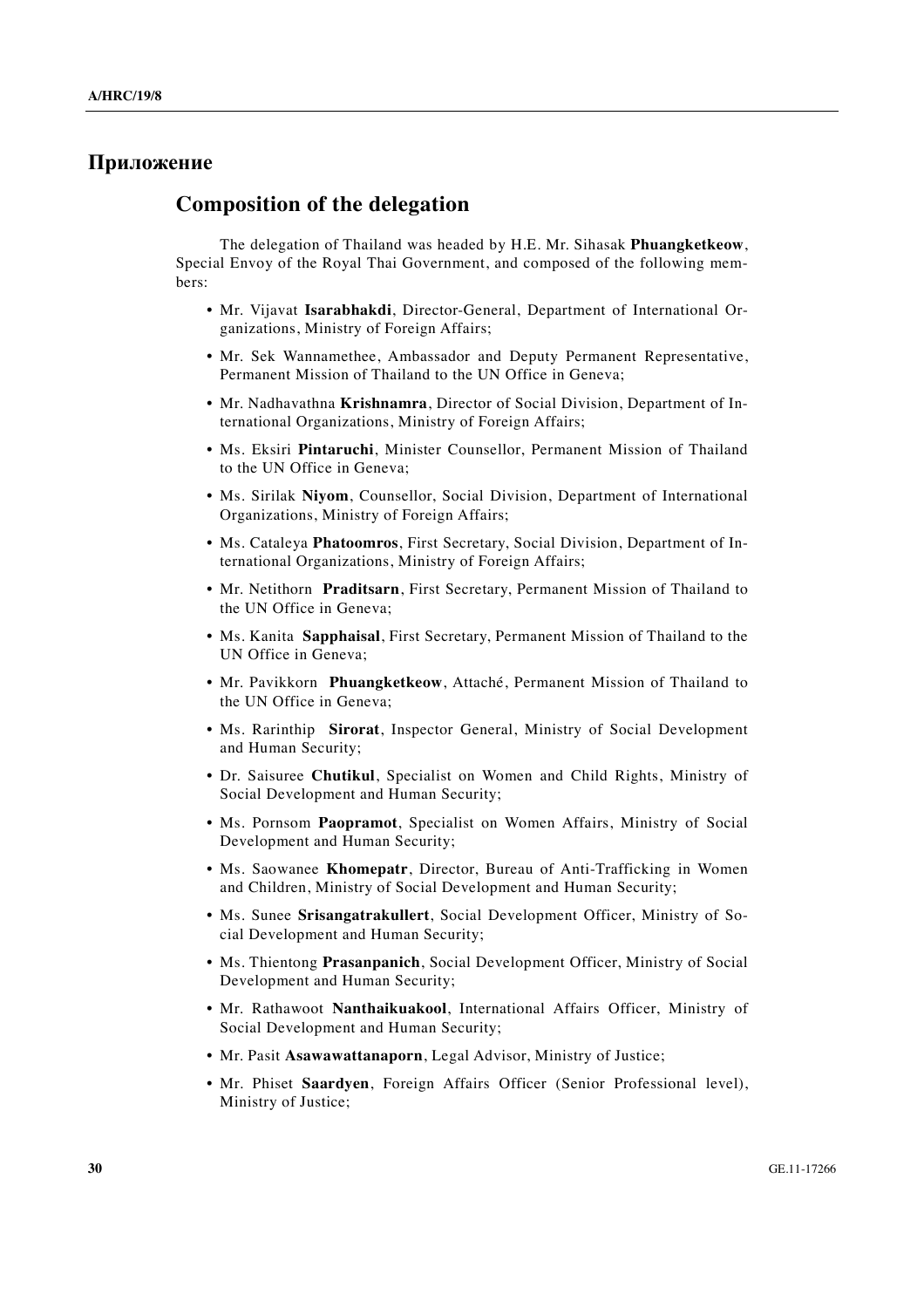# Приложение

## Composition of the delegation

The delegation of Thailand was headed by H.E. Mr. Sihasak **Phuangketkeow**, Special Envoy of the Royal Thai Government, and composed of the following members:

- Mr. Vijavat **Isarabhakdi**, Director-General, Department of International Organizations, Ministry of Foreign Affairs;
- Mr. Sek Wannamethee, Ambassador and Deputy Permanent Representative, Permanent Mission of Thailand to the UN Office in Geneva;
- Mr. Nadhavathna **Krishnamra**, Director of Social Division, Department of International Organizations, Ministry of Foreign Affairs;
- Ms. Eksiri **Pintaruchi**, Minister Counsellor, Permanent Mission of Thailand to the UN Office in Geneva;
- Ms. Sirilak **Niyom**, Counsellor, Social Division, Department of International Organizations, Ministry of Foreign Affairs;
- Ms. Cataleya **Phatoomros**, First Secretary, Social Division, Department of International Organizations, Ministry of Foreign Affairs;
- Mr. Netithorn **Praditsarn**, First Secretary, Permanent Mission of Thailand to the UN Office in Geneva;
- Ms. Kanita **Sapphaisal**, First Secretary, Permanent Mission of Thailand to the UN Office in Geneva;
- Mr. Pavikkorn **Phuangketkeow**, Attaché, Permanent Mission of Thailand to the UN Office in Geneva;
- Ms. Rarinthip **Sirorat**, Inspector General, Ministry of Social Development and Human Security;
- Dr. Saisuree **Chutikul**, Specialist on Women and Child Rights, Ministry of Social Development and Human Security;
- Ms. Pornsom **Paopramot**, Specialist on Women Affairs, Ministry of Social Development and Human Security;
- Ms. Saowanee **Khomepatr**, Director, Bureau of Anti-Trafficking in Women and Children, Ministry of Social Development and Human Security;
- Ms. Sunee **Srisangatrakullert**, Social Development Officer, Ministry of Social Development and Human Security;
- Ms. Thientong **Prasanpanich**, Social Development Officer, Ministry of Social Development and Human Security;
- Mr. Rathawoot **Nanthaikuakool**, International Affairs Officer, Ministry of Social Development and Human Security;
- Mr. Pasit **Asawawattanaporn**, Legal Advisor, Ministry of Justice;
- Mr. Phiset **Saardyen**, Foreign Affairs Officer (Senior Professional level), Ministry of Justice;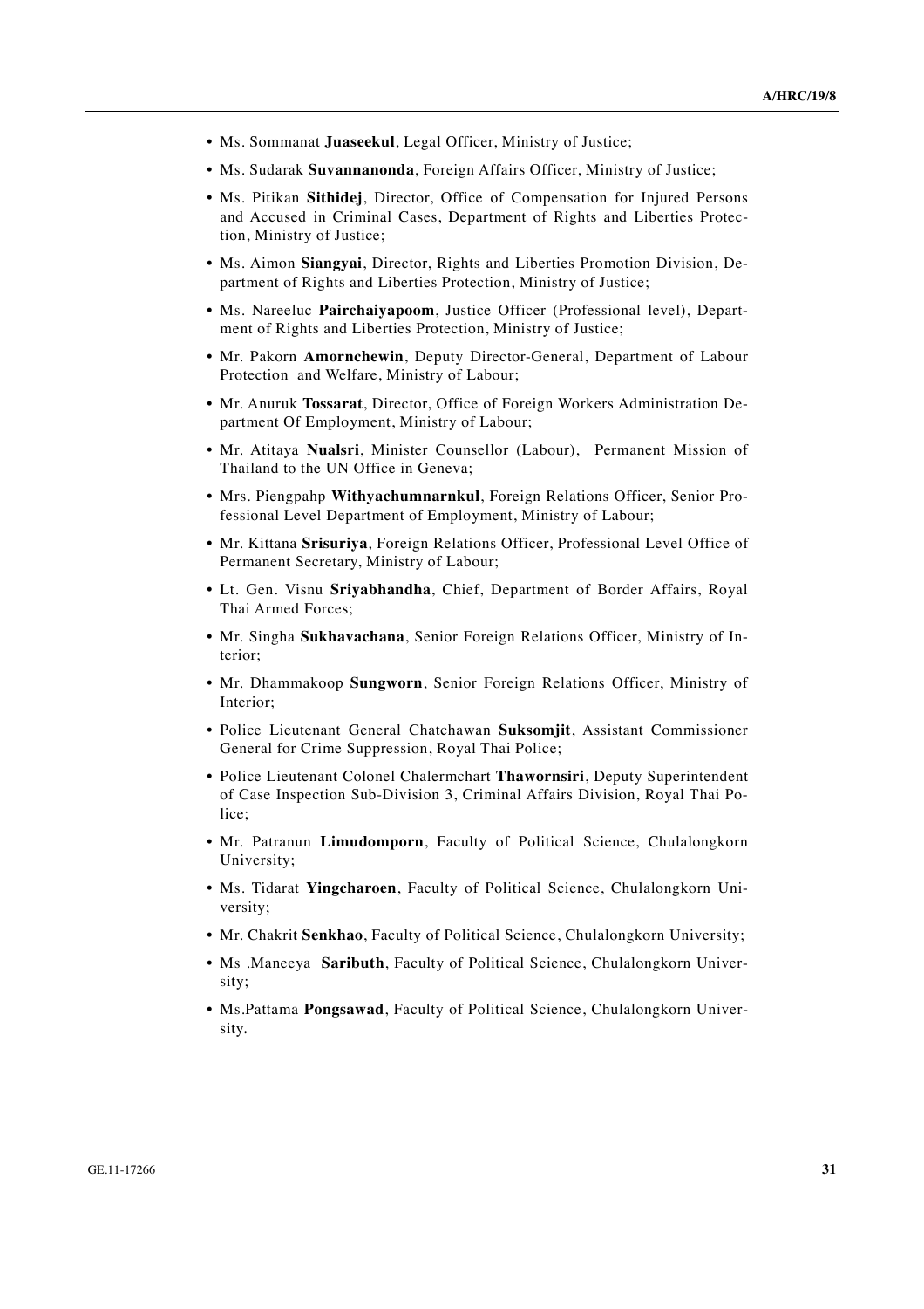- Ms. Sommanat **Juaseekul**, Legal Officer, Ministry of Justice;
- Ms. Sudarak **Suvannanonda**, Foreign Affairs Officer, Ministry of Justice;
- Ms. Pitikan **Sithidej**, Director, Office of Compensation for Injured Persons and Accused in Criminal Cases, Department of Rights and Liberties Protection, Ministry of Justice;
- Ms. Aimon **Siangyai**, Director, Rights and Liberties Promotion Division, Department of Rights and Liberties Protection, Ministry of Justice;
- Ms. Nareeluc **Pairchaiyapoom**, Justice Officer (Professional level), Department of Rights and Liberties Protection, Ministry of Justice;
- Mr. Pakorn **Amornchewin**, Deputy Director-General, Department of Labour Protection and Welfare, Ministry of Labour;
- Mr. Anuruk **Tossarat**, Director, Office of Foreign Workers Administration Department Of Employment, Ministry of Labour;
- Mr. Atitaya **Nualsri**, Minister Counsellor (Labour), Permanent Mission of Thailand to the UN Office in Geneva;
- Mrs. Piengpahp **Withyachumnarnkul**, Foreign Relations Officer, Senior Professional Level Department of Employment, Ministry of Labour;
- Mr. Kittana **Srisuriya**, Foreign Relations Officer, Professional Level Office of Permanent Secretary, Ministry of Labour;
- Lt. Gen. Visnu **Sriyabhandha**, Chief, Department of Border Affairs, Royal Thai Armed Forces;
- Mr. Singha **Sukhavachana**, Senior Foreign Relations Officer, Ministry of Interior;
- Mr. Dhammakoop **Sungworn**, Senior Foreign Relations Officer, Ministry of Interior;
- Police Lieutenant General Chatchawan **Suksomjit**, Assistant Commissioner General for Crime Suppression, Royal Thai Police;
- Police Lieutenant Colonel Chalermchart **Thawornsiri**, Deputy Superintendent of Case Inspection Sub-Division 3, Criminal Affairs Division, Royal Thai Police;
- Mr. Patranun **Limudomporn**, Faculty of Political Science, Chulalongkorn University;
- Ms. Tidarat **Yingcharoen**, Faculty of Political Science, Chulalongkorn University;
- Mr. Chakrit **Senkhao**, Faculty of Political Science, Chulalongkorn University;
- Ms .Maneeya **Saributh**, Faculty of Political Science, Chulalongkorn University;
- Ms.Pattama **Pongsawad**, Faculty of Political Science, Chulalongkorn University.